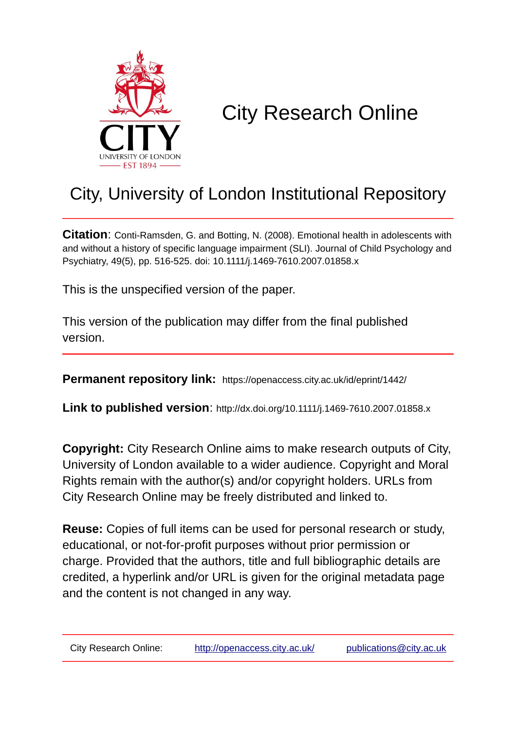# City Research Online

## City, University of London Institutional Repository

**Citation**: Conti-Ramsden, G. and Botting, N. (2008). Emotional health in adolescents with and without a history of specific language impairment (SLI). Journal of Child Psychology and Psychiatry, 49(5), pp. 516-525. doi: 10.1111/j.1469-7610.2007.01858.x

This is the unspecified version of the paper.

This version of the publication may differ from the final published version.

**Permanent repository link:** https://openaccess.city.ac.uk/id/eprint/1442/

**Link to published version**: http://dx.doi.org/10.1111/j.1469-7610.2007.01858.x

**Copyright:** City Research Online aims to make research outputs of City, University of London available to a wider audience. Copyright and Moral Rights remain with the author(s) and/or copyright holders. URLs from City Research Online may be freely distributed and linked to.

**Reuse:** Copies of full items can be used for personal research or study, educational, or not-for-profit purposes without prior permission or charge. Provided that the authors, title and full bibliographic details are credited, a hyperlink and/or URL is given for the original metadata page and the content is not changed in any way.

City Research Online: http://openaccess.city.ac.uk/ publications@city.ac.uk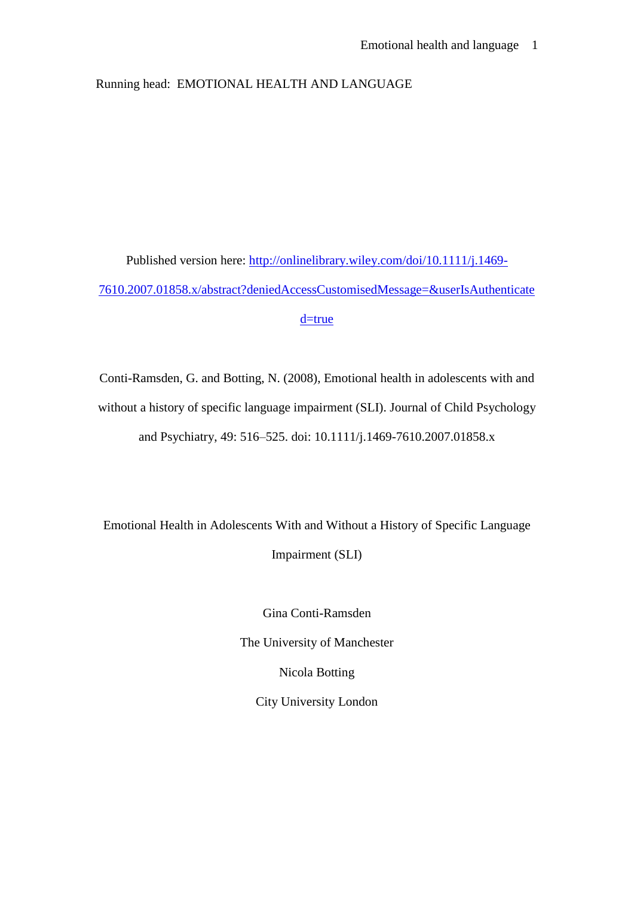Running head: EMOTIONAL HEALTH AND LANGUAGE

Published version here: [http://onlinelibrary.wiley.com/doi/10.1111/j.1469-7610.2007.01858.x/abstract?deniedAccessCustomisedMessage=&userIsAuthenticated=true](http://onlinelibrary.wiley.com/doi/10.1111/j.1469-7610.2007.01858.x/abstract?deniedAccessCustomisedMessage=&userIsAuthenticated=true)

Conti-Ramsden, G. and Botting, N. (2008), Emotional health in adolescents with and without a history of specific language impairment (SLI). Journal of Child Psychology and Psychiatry, 49: 516–525. doi: 10.1111/j.1469-7610.2007.01858.x

# Emotional Health in Adolescents With and Without a History of Specific Language Impairment (SLI)

Gina Conti-Ramsden

The University of Manchester

Nicola Botting

City University London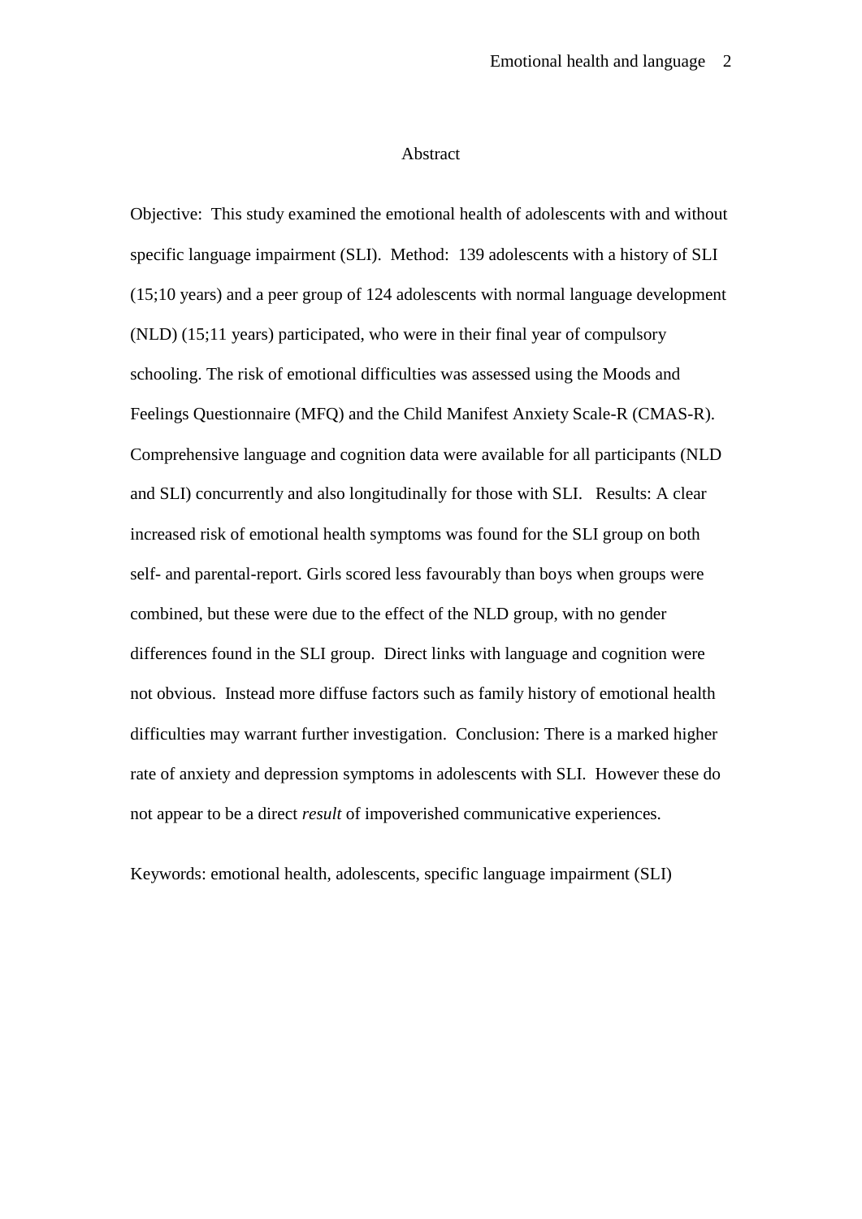## Abstract

Objective: This study examined the emotional health of adolescents with and without specific language impairment (SLI). Method: 139 adolescents with a history of SLI (15;10 years) and a peer group of 124 adolescents with normal language development (NLD) (15;11 years) participated, who were in their final year of compulsory schooling. The risk of emotional difficulties was assessed using the Moods and Feelings Questionnaire (MFQ) and the Child Manifest Anxiety Scale-R (CMAS-R). Comprehensive language and cognition data were available for all participants (NLD and SLI) concurrently and also longitudinally for those with SLI. Results: A clear increased risk of emotional health symptoms was found for the SLI group on both self- and parental-report. Girls scored less favourably than boys when groups were combined, but these were due to the effect of the NLD group, with no gender differences found in the SLI group. Direct links with language and cognition were not obvious. Instead more diffuse factors such as family history of emotional health difficulties may warrant further investigation. Conclusion: There is a marked higher rate of anxiety and depression symptoms in adolescents with SLI. However these do not appear to be a direct *result* of impoverished communicative experiences.

Keywords: emotional health, adolescents, specific language impairment (SLI)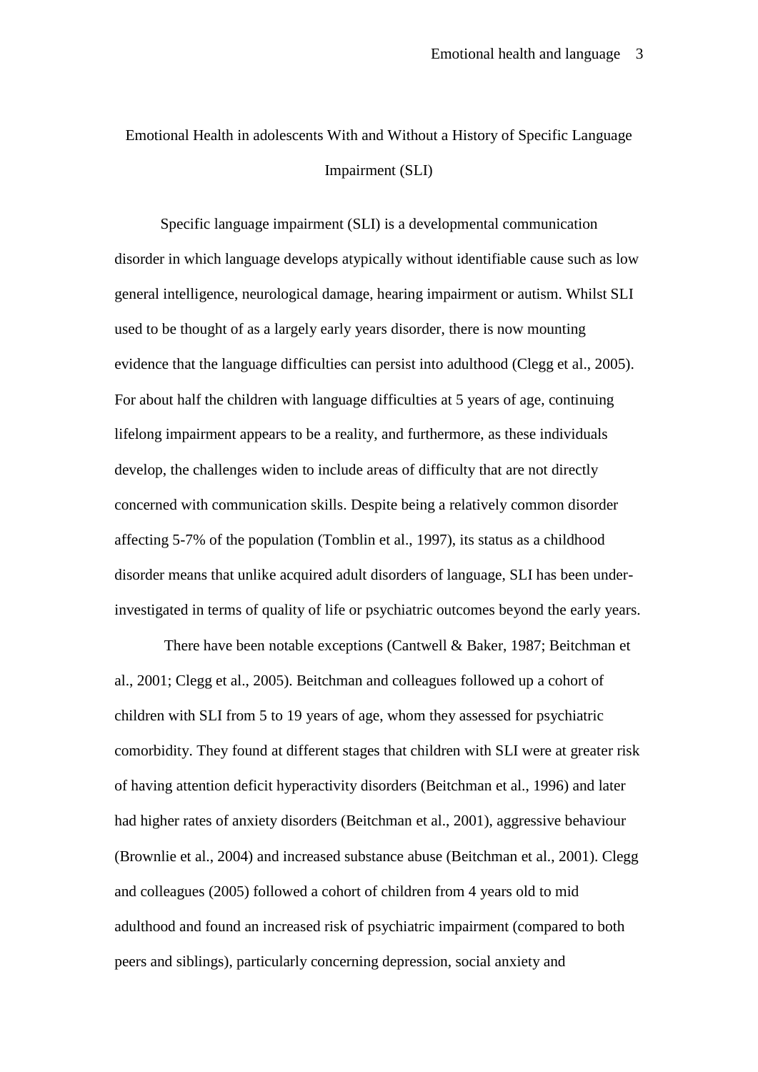# Emotional Health in adolescents With and Without a History of Specific Language Impairment (SLI)

Specific language impairment (SLI) is a developmental communication disorder in which language develops atypically without identifiable cause such as low general intelligence, neurological damage, hearing impairment or autism. Whilst SLI used to be thought of as a largely early years disorder, there is now mounting evidence that the language difficulties can persist into adulthood (Clegg et al., 2005). For about half the children with language difficulties at 5 years of age, continuing lifelong impairment appears to be a reality, and furthermore, as these individuals develop, the challenges widen to include areas of difficulty that are not directly concerned with communication skills. Despite being a relatively common disorder affecting 5-7% of the population (Tomblin et al., 1997), its status as a childhood disorder means that unlike acquired adult disorders of language, SLI has been under-investigated in terms of quality of life or psychiatric outcomes beyond the early years.

There have been notable exceptions (Cantwell & Baker, 1987; Beitchman et al., 2001; Clegg et al., 2005). Beitchman and colleagues followed up a cohort of children with SLI from 5 to 19 years of age, whom they assessed for psychiatric comorbidity. They found at different stages that children with SLI were at greater risk of having attention deficit hyperactivity disorders (Beitchman et al., 1996) and later had higher rates of anxiety disorders (Beitchman et al., 2001), aggressive behaviour (Brownlie et al., 2004) and increased substance abuse (Beitchman et al., 2001). Clegg and colleagues (2005) followed a cohort of children from 4 years old to mid adulthood and found an increased risk of psychiatric impairment (compared to both peers and siblings), particularly concerning depression, social anxiety and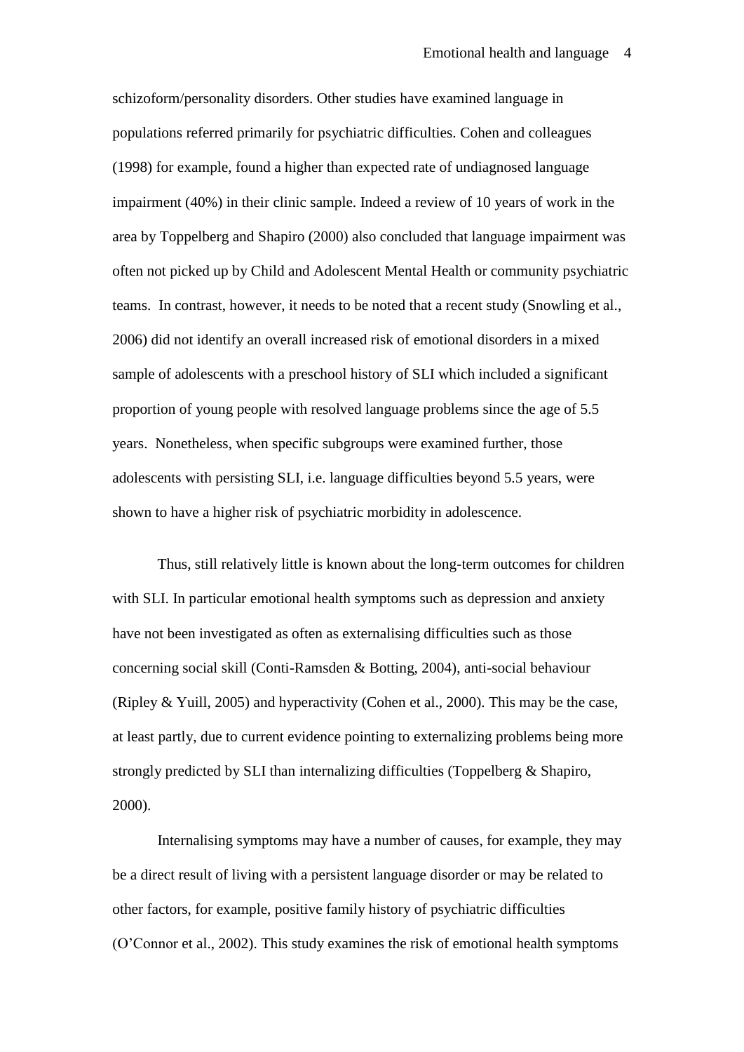schizoform/personality disorders. Other studies have examined language in populations referred primarily for psychiatric difficulties. Cohen and colleagues (1998) for example, found a higher than expected rate of undiagnosed language impairment (40%) in their clinic sample. Indeed a review of 10 years of work in the area by Toppelberg and Shapiro (2000) also concluded that language impairment was often not picked up by Child and Adolescent Mental Health or community psychiatric teams. In contrast, however, it needs to be noted that a recent study (Snowling et al., 2006) did not identify an overall increased risk of emotional disorders in a mixed sample of adolescents with a preschool history of SLI which included a significant proportion of young people with resolved language problems since the age of 5.5 years. Nonetheless, when specific subgroups were examined further, those adolescents with persisting SLI, i.e. language difficulties beyond 5.5 years, were shown to have a higher risk of psychiatric morbidity in adolescence.

Thus, still relatively little is known about the long-term outcomes for children with SLI. In particular emotional health symptoms such as depression and anxiety have not been investigated as often as externalising difficulties such as those concerning social skill (Conti-Ramsden & Botting, 2004), anti-social behaviour (Ripley & Yuill, 2005) and hyperactivity (Cohen et al., 2000). This may be the case, at least partly, due to current evidence pointing to externalizing problems being more strongly predicted by SLI than internalizing difficulties (Toppelberg & Shapiro, 2000).

Internalising symptoms may have a number of causes, for example, they may be a direct result of living with a persistent language disorder or may be related to other factors, for example, positive family history of psychiatric difficulties (O'Connor et al., 2002). This study examines the risk of emotional health symptoms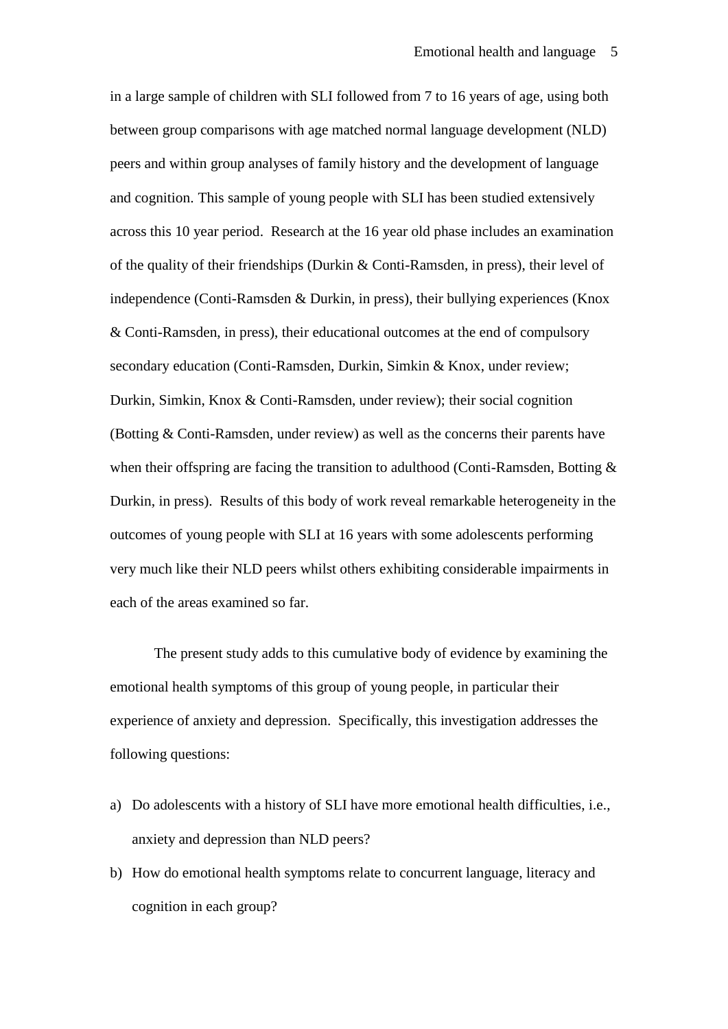in a large sample of children with SLI followed from 7 to 16 years of age, using both between group comparisons with age matched normal language development (NLD) peers and within group analyses of family history and the development of language and cognition. This sample of young people with SLI has been studied extensively across this 10 year period. Research at the 16 year old phase includes an examination of the quality of their friendships (Durkin & Conti-Ramsden, in press), their level of independence (Conti-Ramsden & Durkin, in press), their bullying experiences (Knox & Conti-Ramsden, in press), their educational outcomes at the end of compulsory secondary education (Conti-Ramsden, Durkin, Simkin & Knox, under review; Durkin, Simkin, Knox & Conti-Ramsden, under review); their social cognition (Botting & Conti-Ramsden, under review) as well as the concerns their parents have when their offspring are facing the transition to adulthood (Conti-Ramsden, Botting & Durkin, in press). Results of this body of work reveal remarkable heterogeneity in the outcomes of young people with SLI at 16 years with some adolescents performing very much like their NLD peers whilst others exhibiting considerable impairments in each of the areas examined so far.

The present study adds to this cumulative body of evidence by examining the emotional health symptoms of this group of young people, in particular their experience of anxiety and depression. Specifically, this investigation addresses the following questions:

a) Do adolescents with a history of SLI have more emotional health difficulties, i.e., anxiety and depression than NLD peers?
b) How do emotional health symptoms relate to concurrent language, literacy and cognition in each group?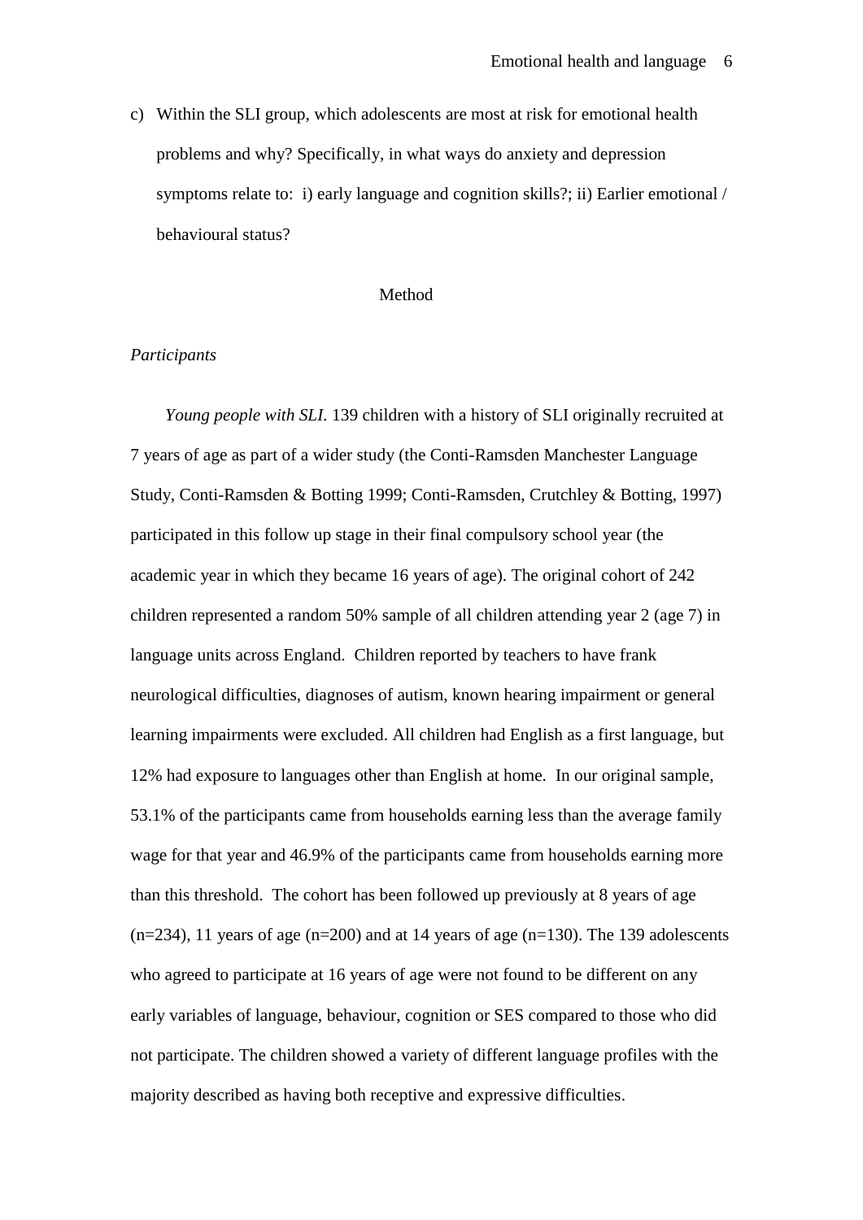c) Within the SLI group, which adolescents are most at risk for emotional health problems and why? Specifically, in what ways do anxiety and depression symptoms relate to: i) early language and cognition skills?; ii) Earlier emotional / behavioural status?

## Method

### *Participants*

*Young people with SLI.* 139 children with a history of SLI originally recruited at 7 years of age as part of a wider study (the Conti-Ramsden Manchester Language Study, Conti-Ramsden & Botting 1999; Conti-Ramsden, Crutchley & Botting, 1997) participated in this follow up stage in their final compulsory school year (the academic year in which they became 16 years of age). The original cohort of 242 children represented a random 50% sample of all children attending year 2 (age 7) in language units across England. Children reported by teachers to have frank neurological difficulties, diagnoses of autism, known hearing impairment or general learning impairments were excluded. All children had English as a first language, but 12% had exposure to languages other than English at home. In our original sample, 53.1% of the participants came from households earning less than the average family wage for that year and 46.9% of the participants came from households earning more than this threshold. The cohort has been followed up previously at 8 years of age (n=234), 11 years of age (n=200) and at 14 years of age (n=130). The 139 adolescents who agreed to participate at 16 years of age were not found to be different on any early variables of language, behaviour, cognition or SES compared to those who did not participate. The children showed a variety of different language profiles with the majority described as having both receptive and expressive difficulties.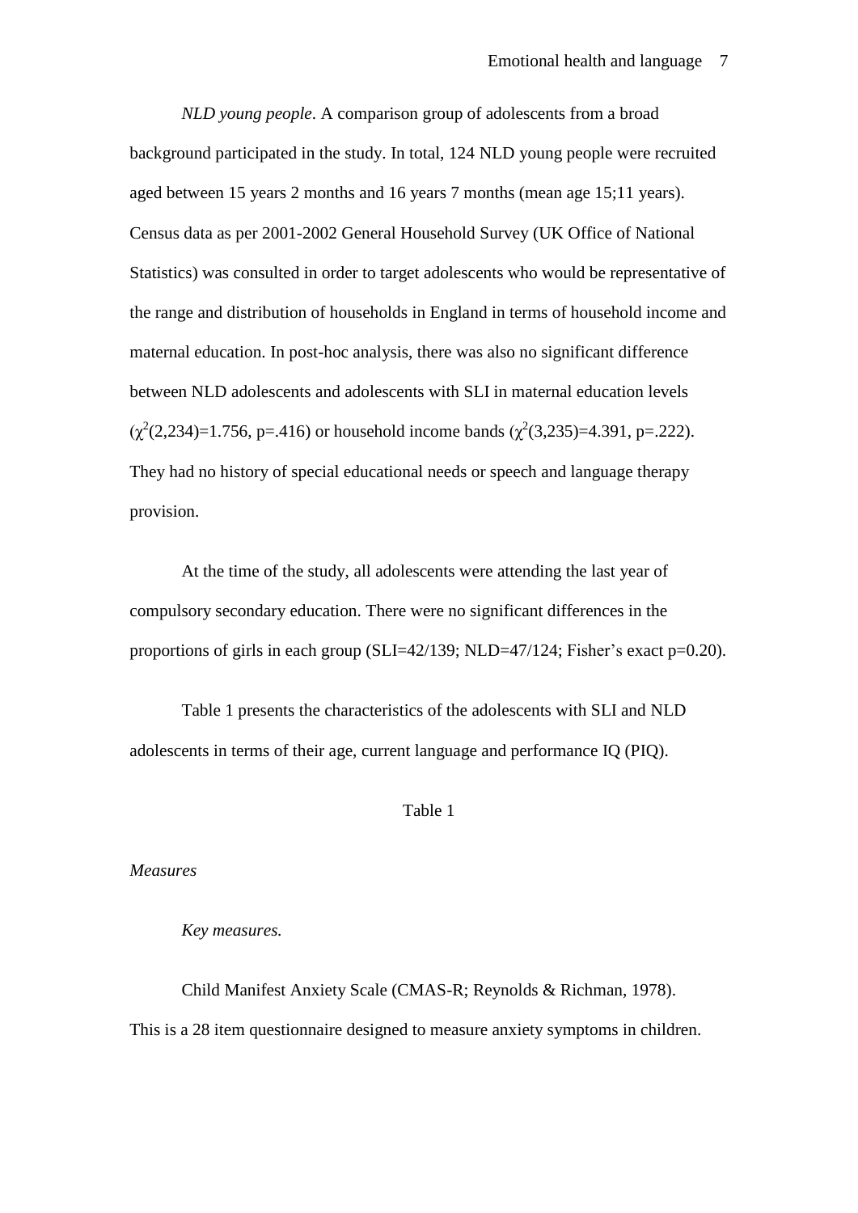*NLD young people*. A comparison group of adolescents from a broad background participated in the study. In total, 124 NLD young people were recruited aged between 15 years 2 months and 16 years 7 months (mean age 15;11 years). Census data as per 2001-2002 General Household Survey (UK Office of National Statistics) was consulted in order to target adolescents who would be representative of the range and distribution of households in England in terms of household income and maternal education. In post-hoc analysis, there was also no significant difference between NLD adolescents and adolescents with SLI in maternal education levels ($\chi^2(2,234)=1.756$, $p=.416$) or household income bands ($\chi^2(3,235)=4.391$, $p=.222$). They had no history of special educational needs or speech and language therapy provision.

At the time of the study, all adolescents were attending the last year of compulsory secondary education. There were no significant differences in the proportions of girls in each group (SLI=42/139; NLD=47/124; Fisher's exact p=0.20).

Table 1 presents the characteristics of the adolescents with SLI and NLD adolescents in terms of their age, current language and performance IQ (PIQ).

Table 1

*Measures*

*Key measures.*

Child Manifest Anxiety Scale (CMAS-R; Reynolds & Richman, 1978). This is a 28 item questionnaire designed to measure anxiety symptoms in children.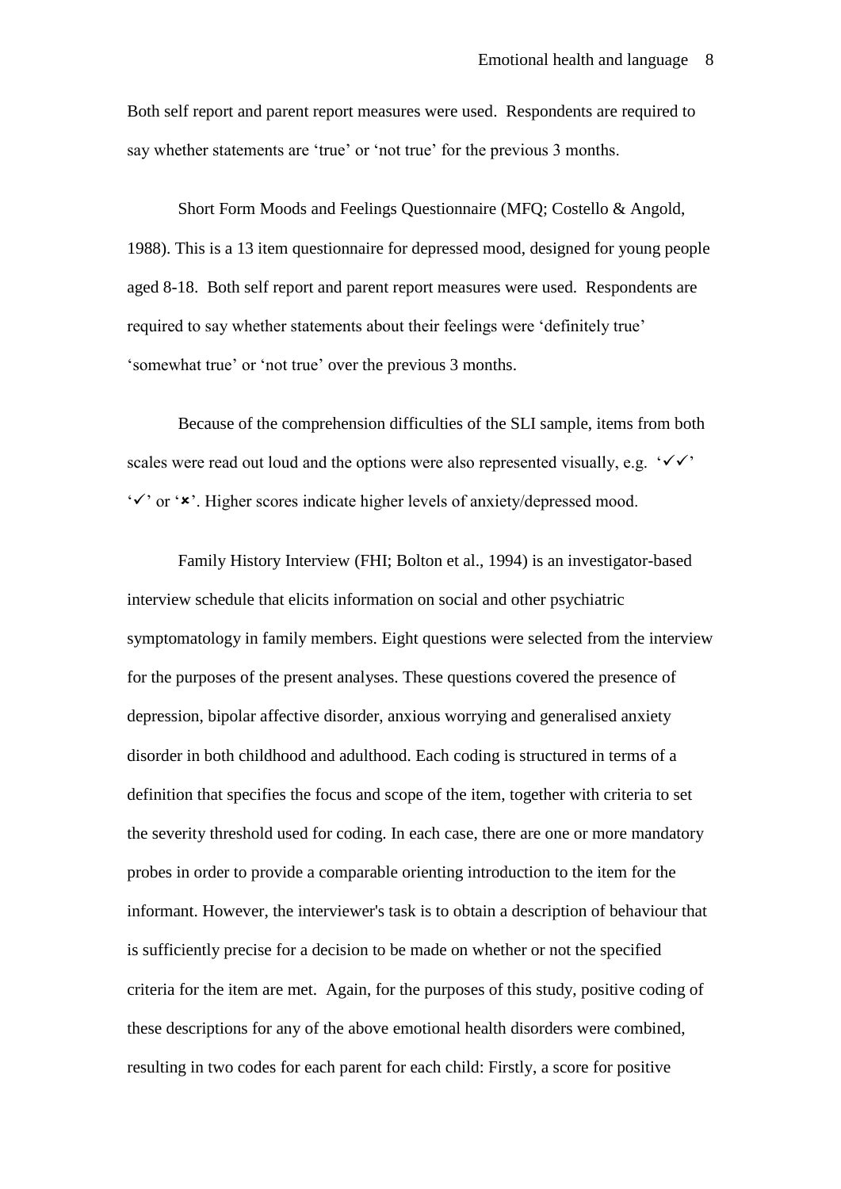Both self report and parent report measures were used. Respondents are required to say whether statements are 'true' or 'not true' for the previous 3 months.

Short Form Moods and Feelings Questionnaire (MFQ; Costello & Angold, 1988). This is a 13 item questionnaire for depressed mood, designed for young people aged 8-18. Both self report and parent report measures were used. Respondents are required to say whether statements about their feelings were 'definitely true' 'somewhat true' or 'not true' over the previous 3 months.

Because of the comprehension difficulties of the SLI sample, items from both scales were read out loud and the options were also represented visually, e.g. '✓✓' '✓' or '✗'. Higher scores indicate higher levels of anxiety/depressed mood.

Family History Interview (FHI; Bolton et al., 1994) is an investigator-based interview schedule that elicits information on social and other psychiatric symptomatology in family members. Eight questions were selected from the interview for the purposes of the present analyses. These questions covered the presence of depression, bipolar affective disorder, anxious worrying and generalised anxiety disorder in both childhood and adulthood. Each coding is structured in terms of a definition that specifies the focus and scope of the item, together with criteria to set the severity threshold used for coding. In each case, there are one or more mandatory probes in order to provide a comparable orienting introduction to the item for the informant. However, the interviewer's task is to obtain a description of behaviour that is sufficiently precise for a decision to be made on whether or not the specified criteria for the item are met. Again, for the purposes of this study, positive coding of these descriptions for any of the above emotional health disorders were combined, resulting in two codes for each parent for each child: Firstly, a score for positive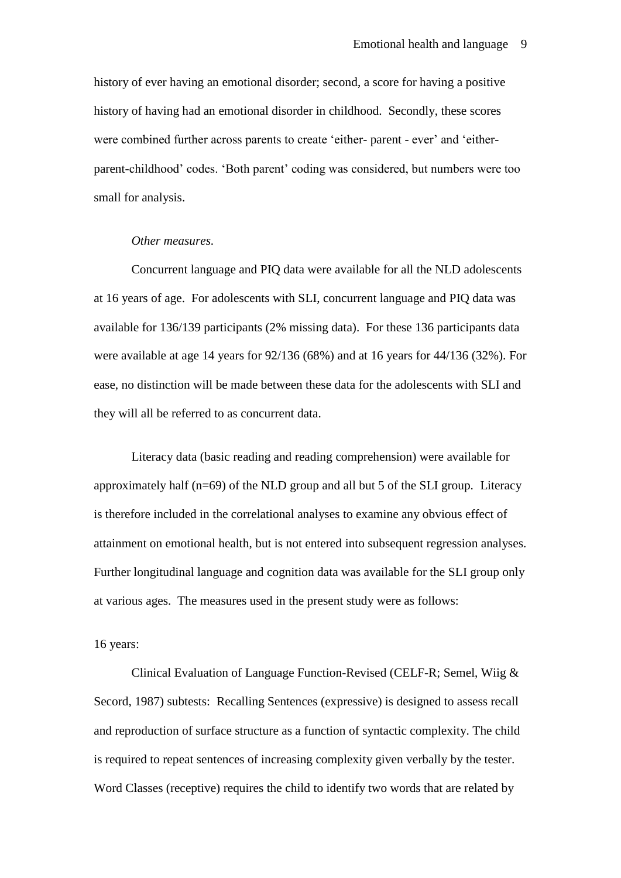history of ever having an emotional disorder; second, a score for having a positive history of having had an emotional disorder in childhood. Secondly, these scores were combined further across parents to create 'either- parent - ever' and 'either-parent-childhood' codes. 'Both parent' coding was considered, but numbers were too small for analysis.

*Other measures.*

Concurrent language and PIQ data were available for all the NLD adolescents at 16 years of age. For adolescents with SLI, concurrent language and PIQ data was available for 136/139 participants (2% missing data). For these 136 participants data were available at age 14 years for 92/136 (68%) and at 16 years for 44/136 (32%). For ease, no distinction will be made between these data for the adolescents with SLI and they will all be referred to as concurrent data.

Literacy data (basic reading and reading comprehension) were available for approximately half (n=69) of the NLD group and all but 5 of the SLI group. Literacy is therefore included in the correlational analyses to examine any obvious effect of attainment on emotional health, but is not entered into subsequent regression analyses. Further longitudinal language and cognition data was available for the SLI group only at various ages. The measures used in the present study were as follows:

16 years:

Clinical Evaluation of Language Function-Revised (CELF-R; Semel, Wiig & Secord, 1987) subtests: Recalling Sentences (expressive) is designed to assess recall and reproduction of surface structure as a function of syntactic complexity. The child is required to repeat sentences of increasing complexity given verbally by the tester. Word Classes (receptive) requires the child to identify two words that are related by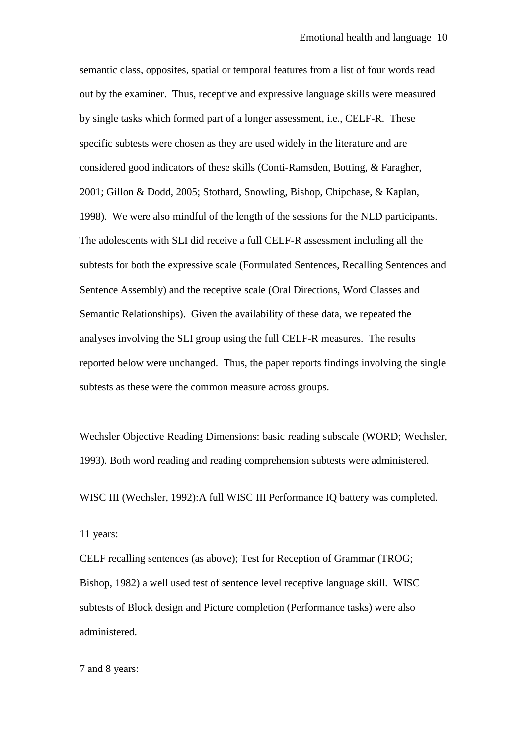semantic class, opposites, spatial or temporal features from a list of four words read out by the examiner. Thus, receptive and expressive language skills were measured by single tasks which formed part of a longer assessment, i.e., CELF-R. These specific subtests were chosen as they are used widely in the literature and are considered good indicators of these skills (Conti-Ramsden, Botting, & Faragher, 2001; Gillon & Dodd, 2005; Stothard, Snowling, Bishop, Chipchase, & Kaplan, 1998). We were also mindful of the length of the sessions for the NLD participants. The adolescents with SLI did receive a full CELF-R assessment including all the subtests for both the expressive scale (Formulated Sentences, Recalling Sentences and Sentence Assembly) and the receptive scale (Oral Directions, Word Classes and Semantic Relationships). Given the availability of these data, we repeated the analyses involving the SLI group using the full CELF-R measures. The results reported below were unchanged. Thus, the paper reports findings involving the single subtests as these were the common measure across groups.

Wechsler Objective Reading Dimensions: basic reading subscale (WORD; Wechsler, 1993). Both word reading and reading comprehension subtests were administered.

WISC III (Wechsler, 1992):A full WISC III Performance IQ battery was completed.

11 years:

CELF recalling sentences (as above); Test for Reception of Grammar (TROG; Bishop, 1982) a well used test of sentence level receptive language skill. WISC subtests of Block design and Picture completion (Performance tasks) were also administered.

7 and 8 years: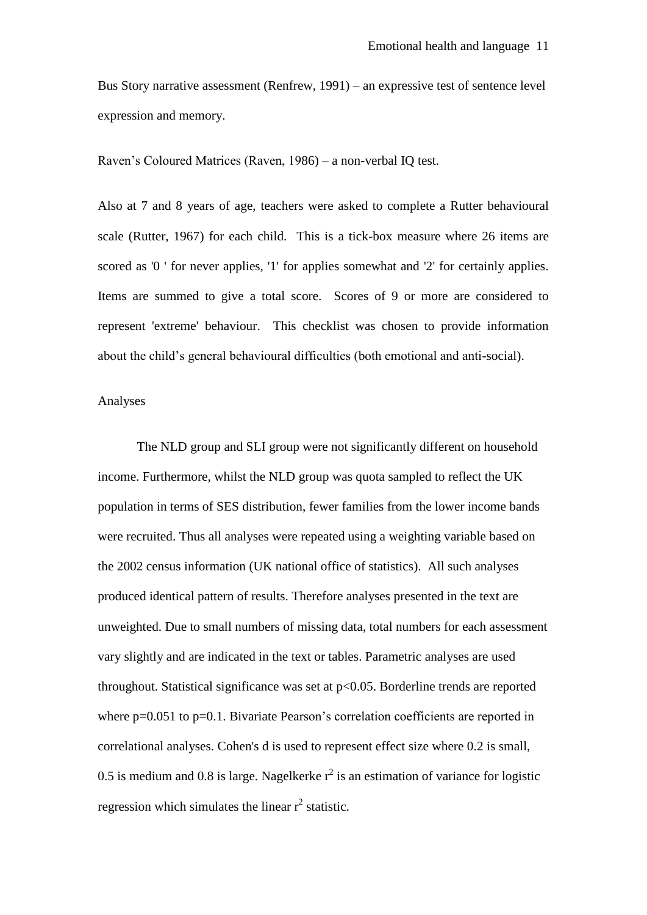Bus Story narrative assessment (Renfrew, 1991) – an expressive test of sentence level expression and memory.

Raven's Coloured Matrices (Raven, 1986) – a non-verbal IQ test.

Also at 7 and 8 years of age, teachers were asked to complete a Rutter behavioural scale (Rutter, 1967) for each child. This is a tick-box measure where 26 items are scored as '0 ' for never applies, '1' for applies somewhat and '2' for certainly applies. Items are summed to give a total score. Scores of 9 or more are considered to represent 'extreme' behaviour. This checklist was chosen to provide information about the child's general behavioural difficulties (both emotional and anti-social).

Analyses

The NLD group and SLI group were not significantly different on household income. Furthermore, whilst the NLD group was quota sampled to reflect the UK population in terms of SES distribution, fewer families from the lower income bands were recruited. Thus all analyses were repeated using a weighting variable based on the 2002 census information (UK national office of statistics). All such analyses produced identical pattern of results. Therefore analyses presented in the text are unweighted. Due to small numbers of missing data, total numbers for each assessment vary slightly and are indicated in the text or tables. Parametric analyses are used throughout. Statistical significance was set at $p<0.05$. Borderline trends are reported where $p=0.051$ to $p=0.1$. Bivariate Pearson's correlation coefficients are reported in correlational analyses. Cohen's d is used to represent effect size where 0.2 is small, 0.5 is medium and 0.8 is large. Nagelkerke $r^2$ is an estimation of variance for logistic regression which simulates the linear $r^2$ statistic.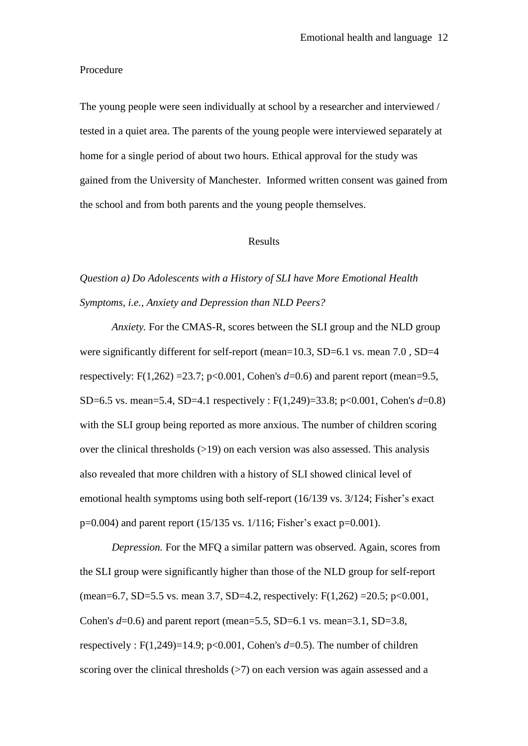Procedure

The young people were seen individually at school by a researcher and interviewed / tested in a quiet area. The parents of the young people were interviewed separately at home for a single period of about two hours. Ethical approval for the study was gained from the University of Manchester. Informed written consent was gained from the school and from both parents and the young people themselves.

## Results

*Question a) Do Adolescents with a History of SLI have More Emotional Health Symptoms, i.e., Anxiety and Depression than NLD Peers?*

*Anxiety.* For the CMAS-R, scores between the SLI group and the NLD group were significantly different for self-report (mean=10.3, SD=6.1 vs. mean 7.0 , SD=4 respectively: $F(1,262) = 23.7$; $p<0.001$, Cohen's $d=0.6$) and parent report (mean=9.5, SD=6.5 vs. mean=5.4, SD=4.1 respectively : $F(1,249)=33.8$; $p<0.001$, Cohen's $d=0.8$) with the SLI group being reported as more anxious. The number of children scoring over the clinical thresholds (>19) on each version was also assessed. This analysis also revealed that more children with a history of SLI showed clinical level of emotional health symptoms using both self-report (16/139 vs. 3/124; Fisher's exact $p=0.004$) and parent report (15/135 vs. 1/116; Fisher's exact $p=0.001$).

*Depression.* For the MFQ a similar pattern was observed. Again, scores from the SLI group were significantly higher than those of the NLD group for self-report (mean=6.7, SD=5.5 vs. mean 3.7, SD=4.2, respectively: $F(1,262) = 20.5$; $p<0.001$, Cohen's $d=0.6$) and parent report (mean=5.5, SD=6.1 vs. mean=3.1, SD=3.8, respectively : $F(1,249)=14.9$; $p<0.001$, Cohen's $d=0.5$). The number of children scoring over the clinical thresholds (>7) on each version was again assessed and a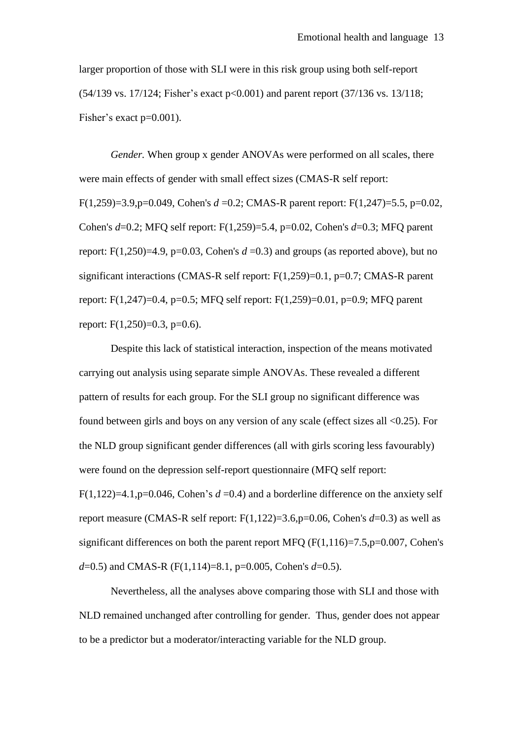larger proportion of those with SLI were in this risk group using both self-report (54/139 vs. 17/124; Fisher's exact $p<0.001$) and parent report (37/136 vs. 13/118; Fisher's exact $p=0.001$).

*Gender.* When group x gender ANOVAs were performed on all scales, there were main effects of gender with small effect sizes (CMAS-R self report: $F(1,259)=3.9, p=0.049$, Cohen's $d=0.2$; CMAS-R parent report: $F(1,247)=5.5$, $p=0.02$, Cohen's $d=0.2$; MFQ self report: $F(1,259)=5.4$, $p=0.02$, Cohen's $d=0.3$; MFQ parent report: $F(1,250)=4.9$, $p=0.03$, Cohen's $d=0.3$) and groups (as reported above), but no significant interactions (CMAS-R self report: $F(1,259)=0.1$, $p=0.7$; CMAS-R parent report: $F(1,247)=0.4$, $p=0.5$; MFQ self report: $F(1,259)=0.01$, $p=0.9$; MFQ parent report: $F(1,250)=0.3$, $p=0.6$).

Despite this lack of statistical interaction, inspection of the means motivated carrying out analysis using separate simple ANOVAs. These revealed a different pattern of results for each group. For the SLI group no significant difference was found between girls and boys on any version of any scale (effect sizes all $<0.25$). For the NLD group significant gender differences (all with girls scoring less favourably) were found on the depression self-report questionnaire (MFQ self report: $F(1,122)=4.1, p=0.046$, Cohen's $d=0.4$) and a borderline difference on the anxiety self report measure (CMAS-R self report: $F(1,122)=3.6, p=0.06$, Cohen's $d=0.3$) as well as significant differences on both the parent report MFQ ($F(1,116)=7.5, p=0.007$, Cohen's $d=0.5$) and CMAS-R ($F(1,114)=8.1$, $p=0.005$, Cohen's $d=0.5$).

Nevertheless, all the analyses above comparing those with SLI and those with NLD remained unchanged after controlling for gender. Thus, gender does not appear to be a predictor but a moderator/interacting variable for the NLD group.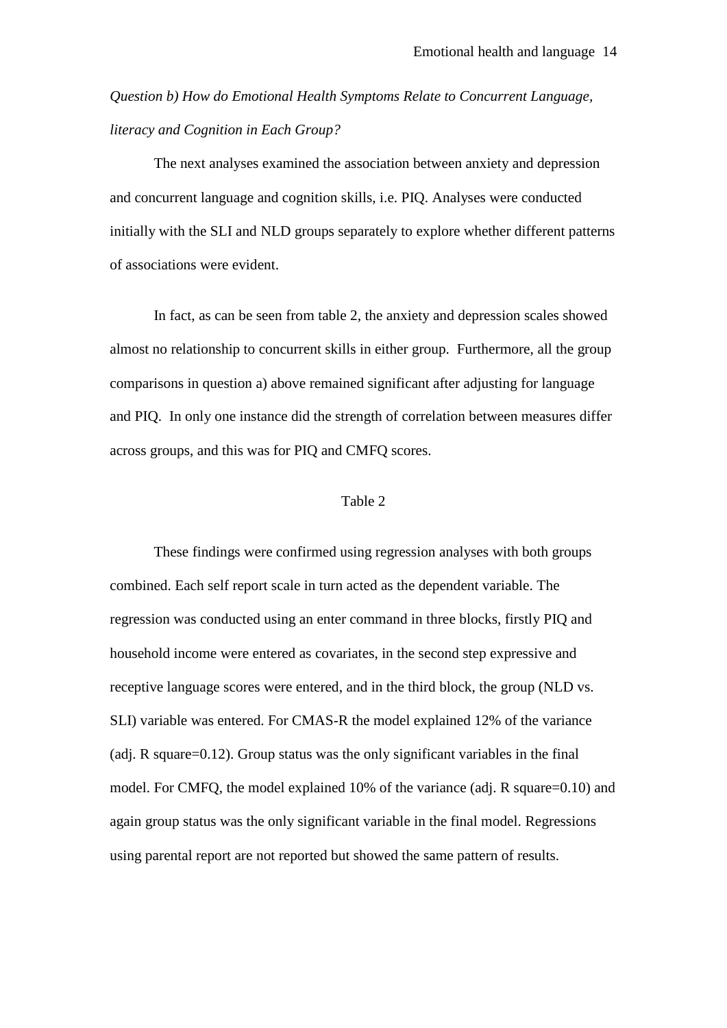*Question b) How do Emotional Health Symptoms Relate to Concurrent Language, literacy and Cognition in Each Group?*

The next analyses examined the association between anxiety and depression and concurrent language and cognition skills, i.e. PIQ. Analyses were conducted initially with the SLI and NLD groups separately to explore whether different patterns of associations were evident.

In fact, as can be seen from table 2, the anxiety and depression scales showed almost no relationship to concurrent skills in either group. Furthermore, all the group comparisons in question a) above remained significant after adjusting for language and PIQ. In only one instance did the strength of correlation between measures differ across groups, and this was for PIQ and CMFQ scores.

Table 2

These findings were confirmed using regression analyses with both groups combined. Each self report scale in turn acted as the dependent variable. The regression was conducted using an enter command in three blocks, firstly PIQ and household income were entered as covariates, in the second step expressive and receptive language scores were entered, and in the third block, the group (NLD vs. SLI) variable was entered. For CMAS-R the model explained 12% of the variance (adj. R square=0.12). Group status was the only significant variables in the final model. For CMFQ, the model explained 10% of the variance (adj. R square=0.10) and again group status was the only significant variable in the final model. Regressions using parental report are not reported but showed the same pattern of results.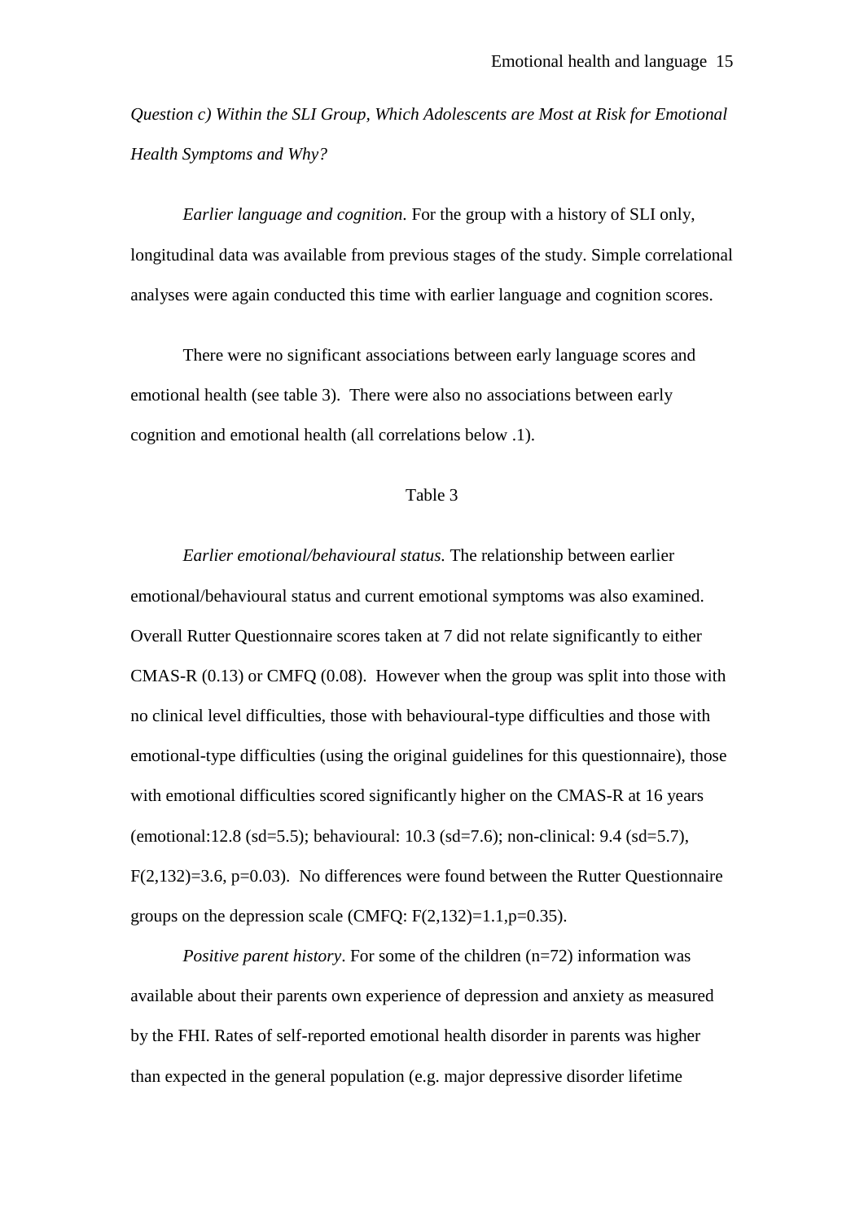*Question c) Within the SLI Group, Which Adolescents are Most at Risk for Emotional Health Symptoms and Why?*

*Earlier language and cognition.* For the group with a history of SLI only, longitudinal data was available from previous stages of the study. Simple correlational analyses were again conducted this time with earlier language and cognition scores.

There were no significant associations between early language scores and emotional health (see table 3). There were also no associations between early cognition and emotional health (all correlations below .1).

Table 3

*Earlier emotional/behavioural status.* The relationship between earlier emotional/behavioural status and current emotional symptoms was also examined. Overall Rutter Questionnaire scores taken at 7 did not relate significantly to either CMAS-R (0.13) or CMFQ (0.08). However when the group was split into those with no clinical level difficulties, those with behavioural-type difficulties and those with emotional-type difficulties (using the original guidelines for this questionnaire), those with emotional difficulties scored significantly higher on the CMAS-R at 16 years (emotional:12.8 (sd=5.5); behavioural: 10.3 (sd=7.6); non-clinical: 9.4 (sd=5.7), $F(2,132)=3.6$, $p=0.03$). No differences were found between the Rutter Questionnaire groups on the depression scale (CMFQ: $F(2,132)=1.1$, $p=0.35$).

*Positive parent history*. For some of the children (n=72) information was available about their parents own experience of depression and anxiety as measured by the FHI. Rates of self-reported emotional health disorder in parents was higher than expected in the general population (e.g. major depressive disorder lifetime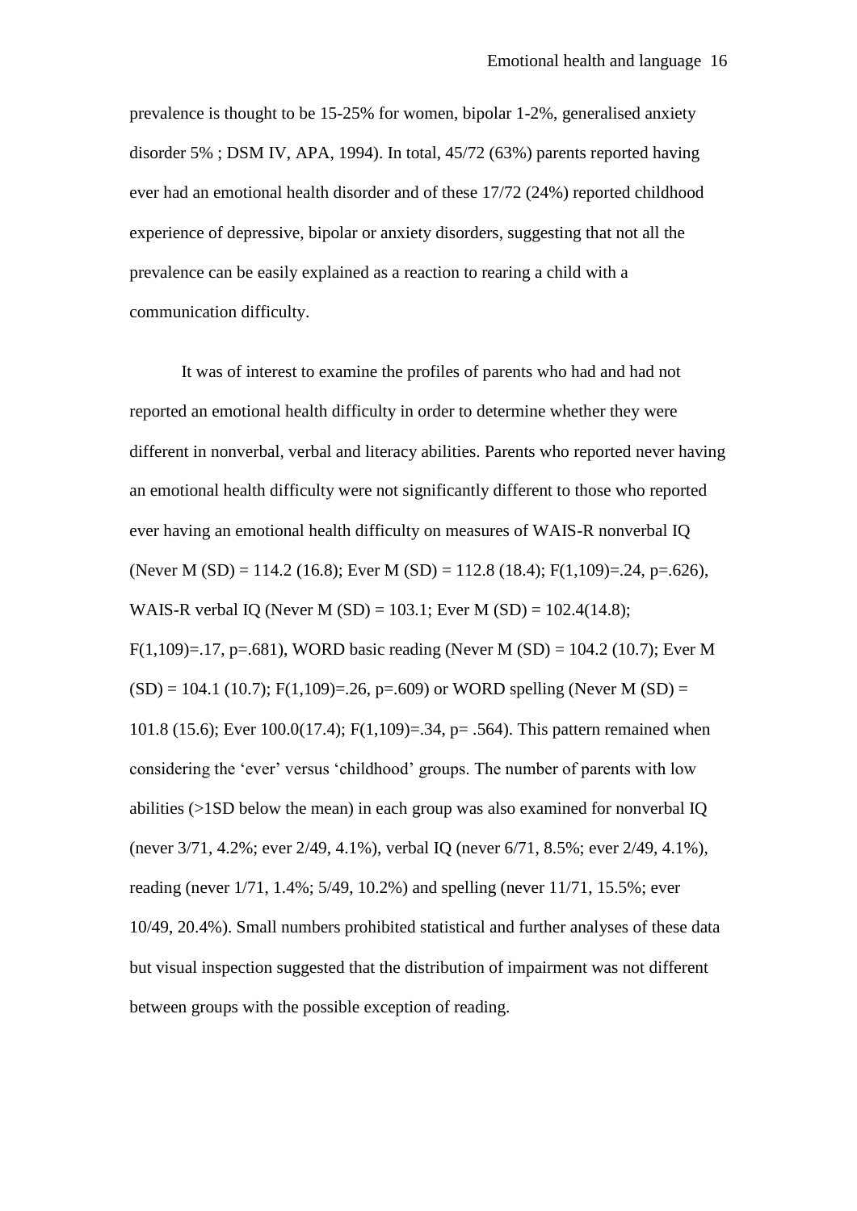prevalence is thought to be 15-25% for women, bipolar 1-2%, generalised anxiety disorder 5% ; DSM IV, APA, 1994). In total, 45/72 (63%) parents reported having ever had an emotional health disorder and of these 17/72 (24%) reported childhood experience of depressive, bipolar or anxiety disorders, suggesting that not all the prevalence can be easily explained as a reaction to rearing a child with a communication difficulty.

It was of interest to examine the profiles of parents who had and had not reported an emotional health difficulty in order to determine whether they were different in nonverbal, verbal and literacy abilities. Parents who reported never having an emotional health difficulty were not significantly different to those who reported ever having an emotional health difficulty on measures of WAIS-R nonverbal IQ (Never M (SD) = 114.2 (16.8); Ever M (SD) = 112.8 (18.4); $F(1,109)=.24$, $p=.626$), WAIS-R verbal IQ (Never M (SD) = 103.1; Ever M (SD) = 102.4(14.8); $F(1,109)=.17$, $p=.681$), WORD basic reading (Never M (SD) = 104.2 (10.7); Ever M (SD) = 104.1 (10.7); $F(1,109)=.26$, $p=.609$) or WORD spelling (Never M (SD) = 101.8 (15.6); Ever 100.0(17.4); $F(1,109)=.34$, $p= .564$). This pattern remained when considering the 'ever' versus 'childhood' groups. The number of parents with low abilities (>1SD below the mean) in each group was also examined for nonverbal IQ (never 3/71, 4.2%; ever 2/49, 4.1%), verbal IQ (never 6/71, 8.5%; ever 2/49, 4.1%), reading (never 1/71, 1.4%; 5/49, 10.2%) and spelling (never 11/71, 15.5%; ever 10/49, 20.4%). Small numbers prohibited statistical and further analyses of these data but visual inspection suggested that the distribution of impairment was not different between groups with the possible exception of reading.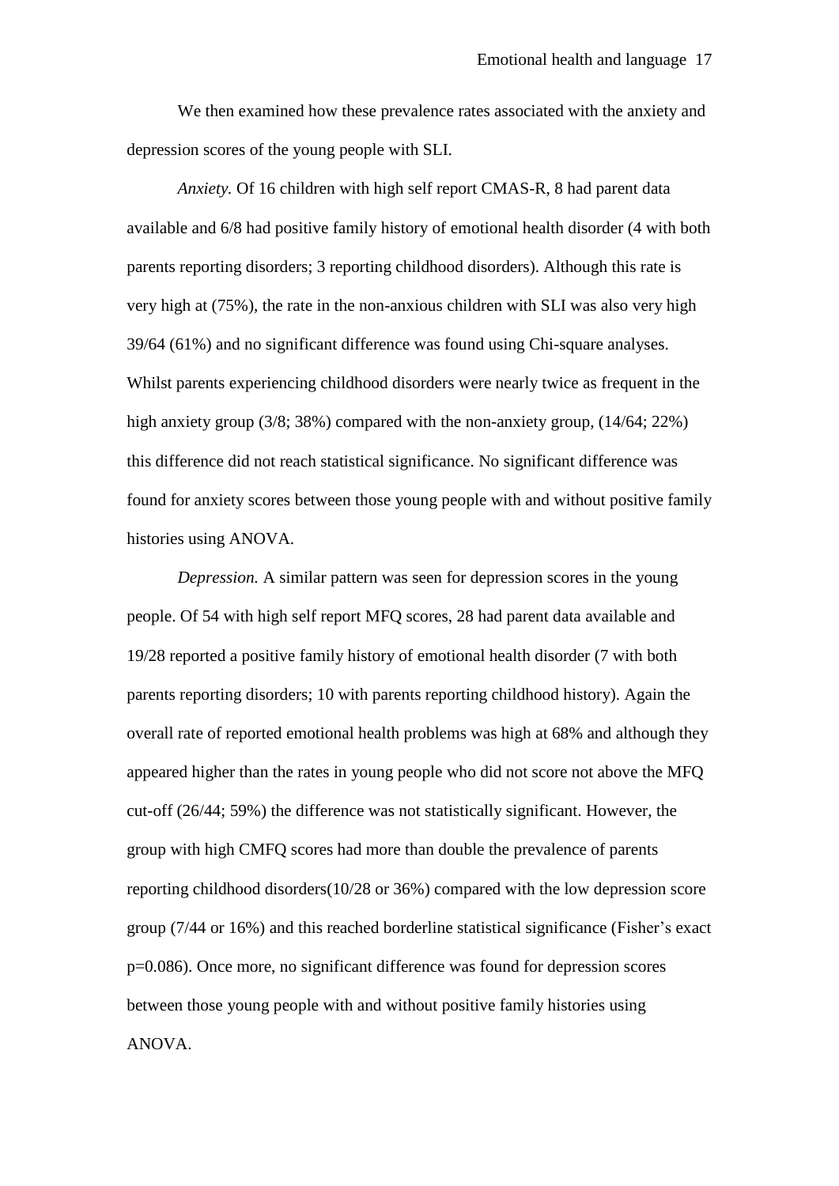We then examined how these prevalence rates associated with the anxiety and depression scores of the young people with SLI.

*Anxiety.* Of 16 children with high self report CMAS-R, 8 had parent data available and 6/8 had positive family history of emotional health disorder (4 with both parents reporting disorders; 3 reporting childhood disorders). Although this rate is very high at (75%), the rate in the non-anxious children with SLI was also very high 39/64 (61%) and no significant difference was found using Chi-square analyses. Whilst parents experiencing childhood disorders were nearly twice as frequent in the high anxiety group (3/8; 38%) compared with the non-anxiety group, (14/64; 22%) this difference did not reach statistical significance. No significant difference was found for anxiety scores between those young people with and without positive family histories using ANOVA.

*Depression.* A similar pattern was seen for depression scores in the young people. Of 54 with high self report MFQ scores, 28 had parent data available and 19/28 reported a positive family history of emotional health disorder (7 with both parents reporting disorders; 10 with parents reporting childhood history). Again the overall rate of reported emotional health problems was high at 68% and although they appeared higher than the rates in young people who did not score not above the MFQ cut-off (26/44; 59%) the difference was not statistically significant. However, the group with high CMFQ scores had more than double the prevalence of parents reporting childhood disorders(10/28 or 36%) compared with the low depression score group (7/44 or 16%) and this reached borderline statistical significance (Fisher's exact $p=0.086$). Once more, no significant difference was found for depression scores between those young people with and without positive family histories using ANOVA.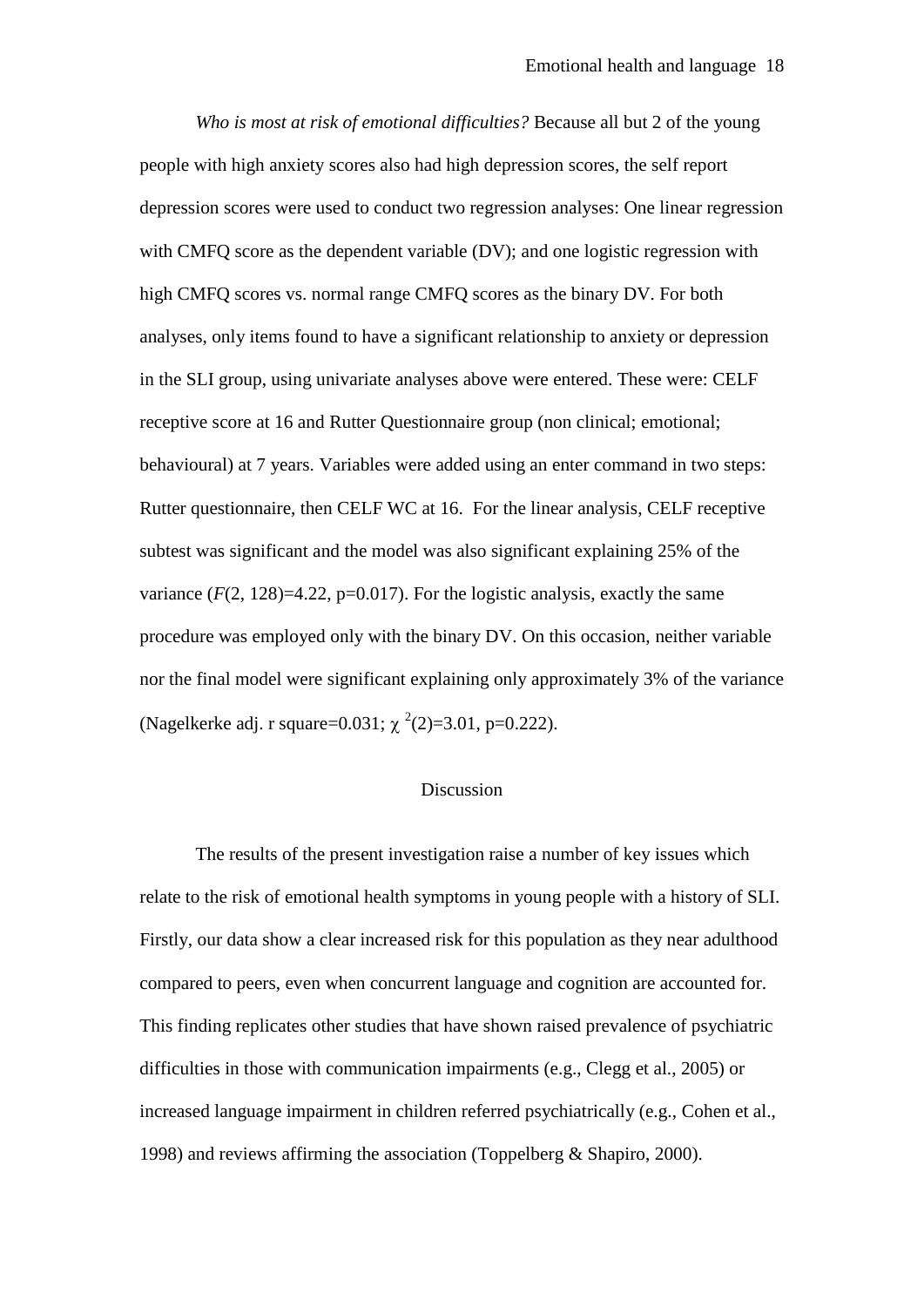*Who is most at risk of emotional difficulties?* Because all but 2 of the young people with high anxiety scores also had high depression scores, the self report depression scores were used to conduct two regression analyses: One linear regression with CMFQ score as the dependent variable (DV); and one logistic regression with high CMFQ scores vs. normal range CMFQ scores as the binary DV. For both analyses, only items found to have a significant relationship to anxiety or depression in the SLI group, using univariate analyses above were entered. These were: CELF receptive score at 16 and Rutter Questionnaire group (non clinical; emotional; behavioural) at 7 years. Variables were added using an enter command in two steps: Rutter questionnaire, then CELF WC at 16. For the linear analysis, CELF receptive subtest was significant and the model was also significant explaining 25% of the variance ($F(2, 128)=4.22$, $p=0.017$). For the logistic analysis, exactly the same procedure was employed only with the binary DV. On this occasion, neither variable nor the final model were significant explaining only approximately 3% of the variance (Nagelkerke adj. r square=0.031; $\chi^2(2)=3.01$, $p=0.222$).

## Discussion

The results of the present investigation raise a number of key issues which relate to the risk of emotional health symptoms in young people with a history of SLI. Firstly, our data show a clear increased risk for this population as they near adulthood compared to peers, even when concurrent language and cognition are accounted for. This finding replicates other studies that have shown raised prevalence of psychiatric difficulties in those with communication impairments (e.g., Clegg et al., 2005) or increased language impairment in children referred psychiatrically (e.g., Cohen et al., 1998) and reviews affirming the association (Toppelberg & Shapiro, 2000).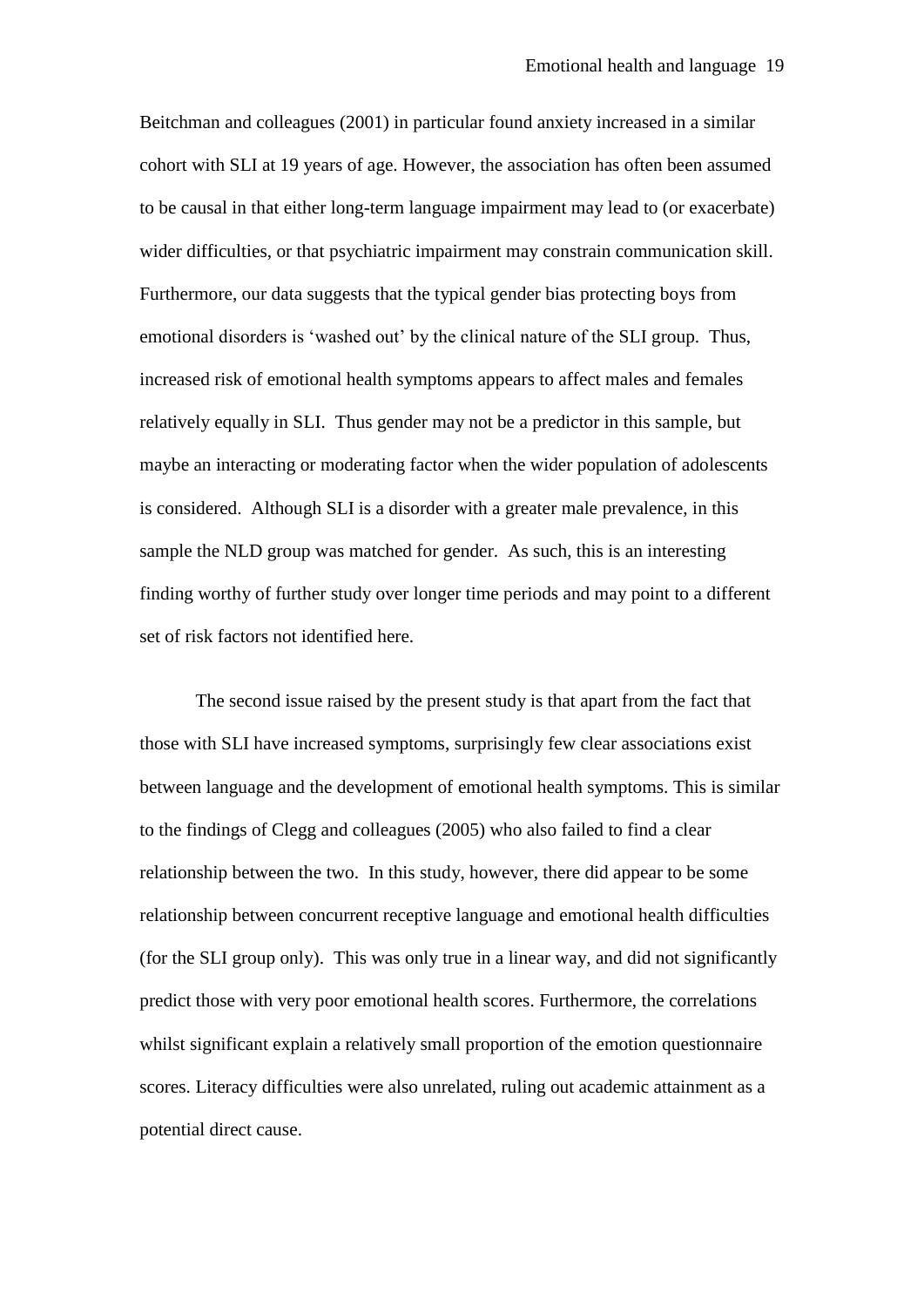Beitchman and colleagues (2001) in particular found anxiety increased in a similar cohort with SLI at 19 years of age. However, the association has often been assumed to be causal in that either long-term language impairment may lead to (or exacerbate) wider difficulties, or that psychiatric impairment may constrain communication skill. Furthermore, our data suggests that the typical gender bias protecting boys from emotional disorders is 'washed out' by the clinical nature of the SLI group. Thus, increased risk of emotional health symptoms appears to affect males and females relatively equally in SLI. Thus gender may not be a predictor in this sample, but maybe an interacting or moderating factor when the wider population of adolescents is considered. Although SLI is a disorder with a greater male prevalence, in this sample the NLD group was matched for gender. As such, this is an interesting finding worthy of further study over longer time periods and may point to a different set of risk factors not identified here.

The second issue raised by the present study is that apart from the fact that those with SLI have increased symptoms, surprisingly few clear associations exist between language and the development of emotional health symptoms. This is similar to the findings of Clegg and colleagues (2005) who also failed to find a clear relationship between the two. In this study, however, there did appear to be some relationship between concurrent receptive language and emotional health difficulties (for the SLI group only). This was only true in a linear way, and did not significantly predict those with very poor emotional health scores. Furthermore, the correlations whilst significant explain a relatively small proportion of the emotion questionnaire scores. Literacy difficulties were also unrelated, ruling out academic attainment as a potential direct cause.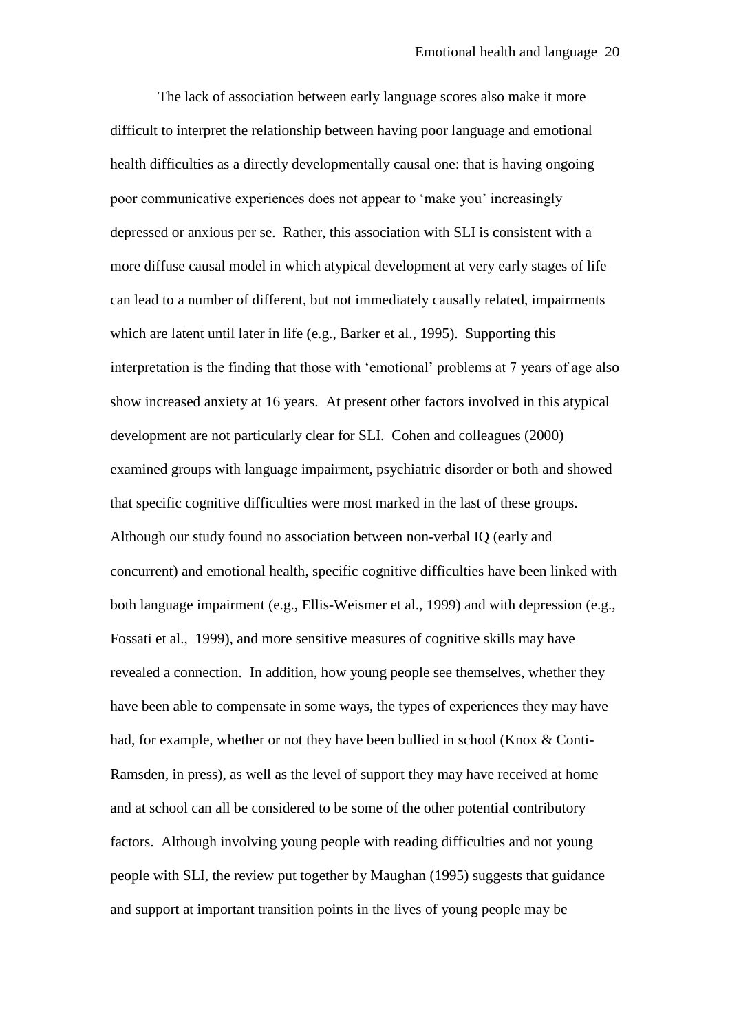The lack of association between early language scores also make it more difficult to interpret the relationship between having poor language and emotional health difficulties as a directly developmentally causal one: that is having ongoing poor communicative experiences does not appear to 'make you' increasingly depressed or anxious per se. Rather, this association with SLI is consistent with a more diffuse causal model in which atypical development at very early stages of life can lead to a number of different, but not immediately causally related, impairments which are latent until later in life (e.g., Barker et al., 1995). Supporting this interpretation is the finding that those with 'emotional' problems at 7 years of age also show increased anxiety at 16 years. At present other factors involved in this atypical development are not particularly clear for SLI. Cohen and colleagues (2000) examined groups with language impairment, psychiatric disorder or both and showed that specific cognitive difficulties were most marked in the last of these groups. Although our study found no association between non-verbal IQ (early and concurrent) and emotional health, specific cognitive difficulties have been linked with both language impairment (e.g., Ellis-Weismer et al., 1999) and with depression (e.g., Fossati et al., 1999), and more sensitive measures of cognitive skills may have revealed a connection. In addition, how young people see themselves, whether they have been able to compensate in some ways, the types of experiences they may have had, for example, whether or not they have been bullied in school (Knox & Conti-Ramsden, in press), as well as the level of support they may have received at home and at school can all be considered to be some of the other potential contributory factors. Although involving young people with reading difficulties and not young people with SLI, the review put together by Maughan (1995) suggests that guidance and support at important transition points in the lives of young people may be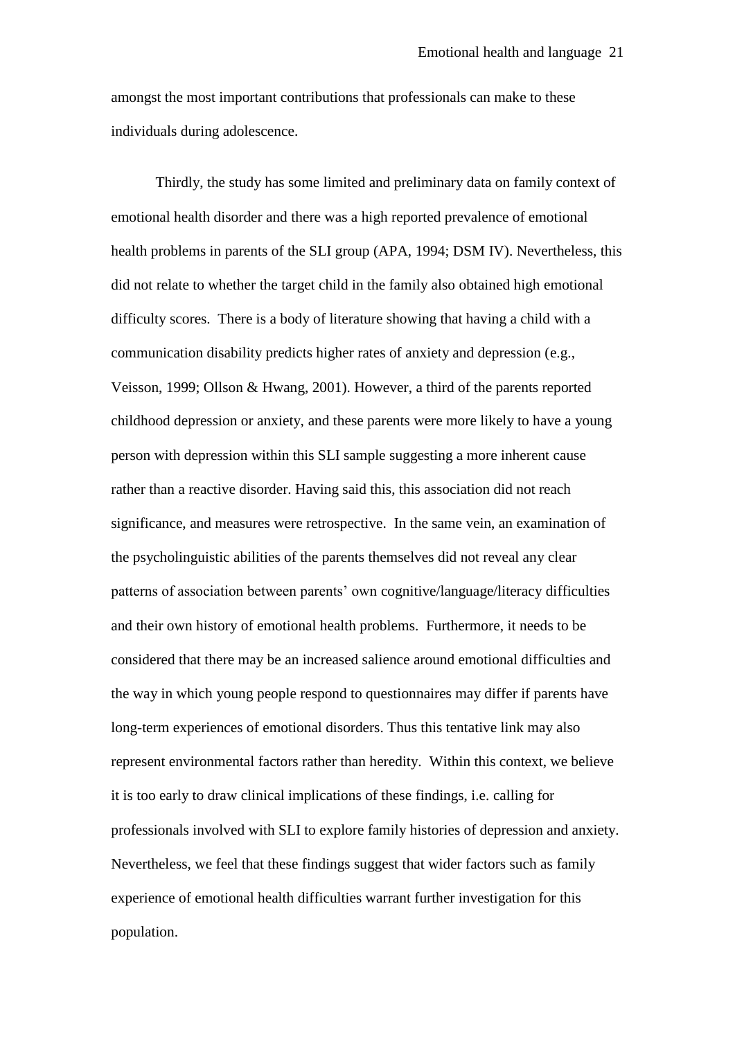amongst the most important contributions that professionals can make to these individuals during adolescence.

Thirdly, the study has some limited and preliminary data on family context of emotional health disorder and there was a high reported prevalence of emotional health problems in parents of the SLI group (APA, 1994; DSM IV). Nevertheless, this did not relate to whether the target child in the family also obtained high emotional difficulty scores. There is a body of literature showing that having a child with a communication disability predicts higher rates of anxiety and depression (e.g., Veisson, 1999; Ollson & Hwang, 2001). However, a third of the parents reported childhood depression or anxiety, and these parents were more likely to have a young person with depression within this SLI sample suggesting a more inherent cause rather than a reactive disorder. Having said this, this association did not reach significance, and measures were retrospective. In the same vein, an examination of the psycholinguistic abilities of the parents themselves did not reveal any clear patterns of association between parents' own cognitive/language/literacy difficulties and their own history of emotional health problems. Furthermore, it needs to be considered that there may be an increased salience around emotional difficulties and the way in which young people respond to questionnaires may differ if parents have long-term experiences of emotional disorders. Thus this tentative link may also represent environmental factors rather than heredity. Within this context, we believe it is too early to draw clinical implications of these findings, i.e. calling for professionals involved with SLI to explore family histories of depression and anxiety. Nevertheless, we feel that these findings suggest that wider factors such as family experience of emotional health difficulties warrant further investigation for this population.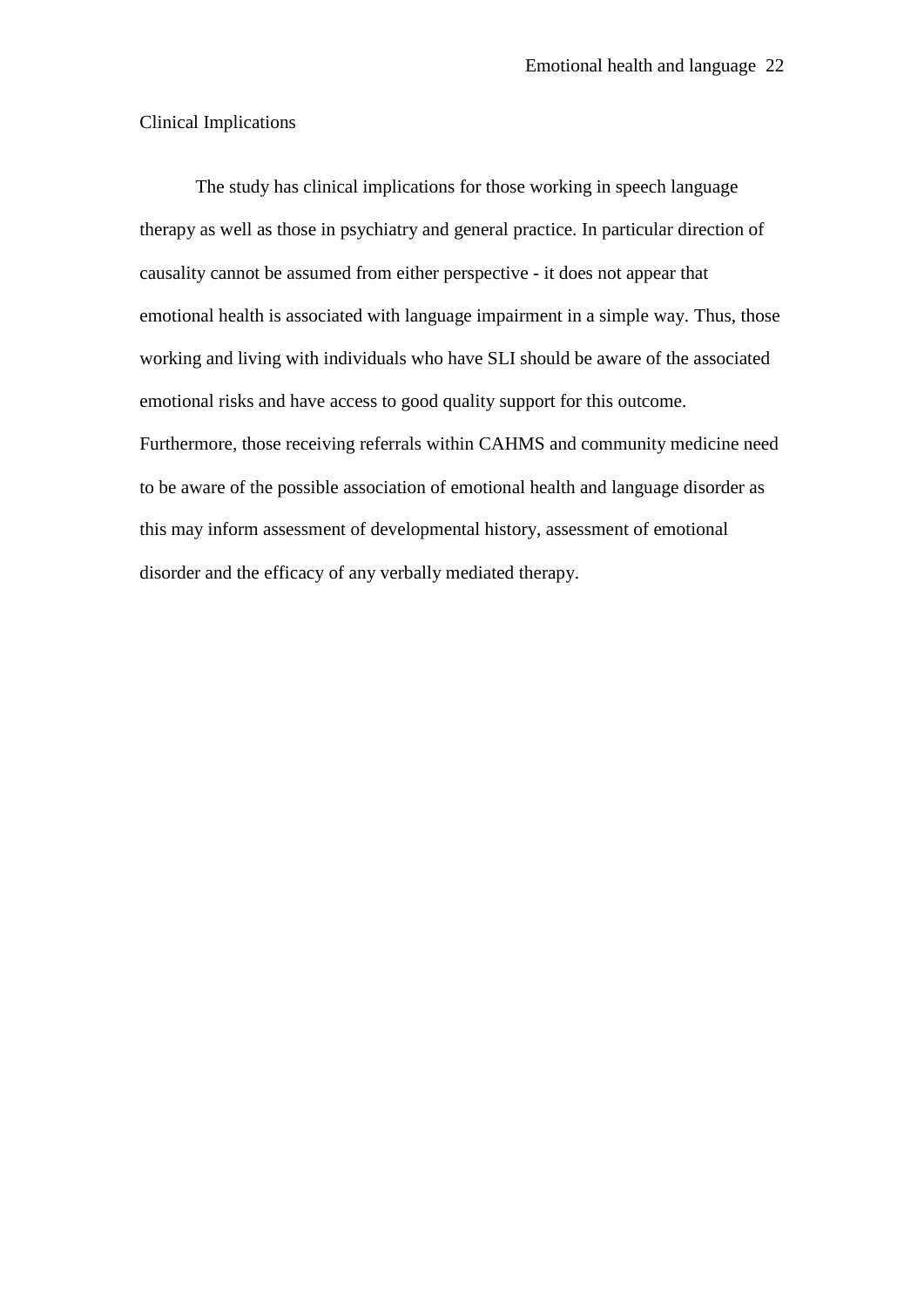## Clinical Implications

The study has clinical implications for those working in speech language therapy as well as those in psychiatry and general practice. In particular direction of causality cannot be assumed from either perspective - it does not appear that emotional health is associated with language impairment in a simple way. Thus, those working and living with individuals who have SLI should be aware of the associated emotional risks and have access to good quality support for this outcome. Furthermore, those receiving referrals within CAHMS and community medicine need to be aware of the possible association of emotional health and language disorder as this may inform assessment of developmental history, assessment of emotional disorder and the efficacy of any verbally mediated therapy.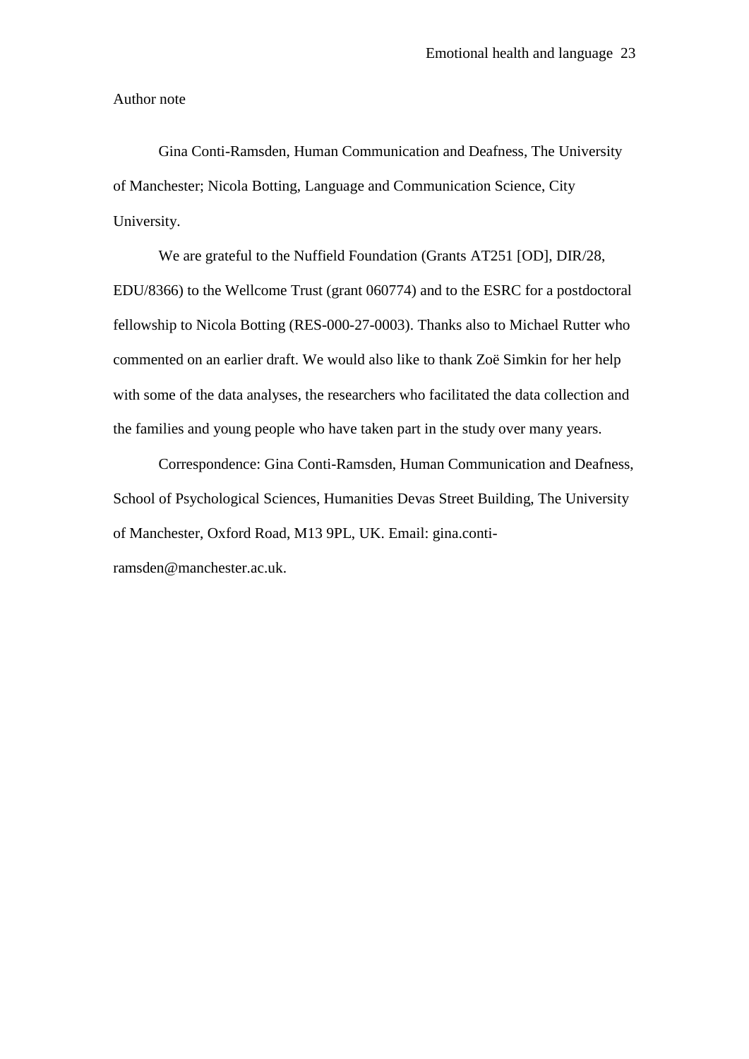Author note

Gina Conti-Ramsden, Human Communication and Deafness, The University of Manchester; Nicola Botting, Language and Communication Science, City University.

We are grateful to the Nuffield Foundation (Grants AT251 [OD], DIR/28, EDU/8366) to the Wellcome Trust (grant 060774) and to the ESRC for a postdoctoral fellowship to Nicola Botting (RES-000-27-0003). Thanks also to Michael Rutter who commented on an earlier draft. We would also like to thank Zoë Simkin for her help with some of the data analyses, the researchers who facilitated the data collection and the families and young people who have taken part in the study over many years.

Correspondence: Gina Conti-Ramsden, Human Communication and Deafness, School of Psychological Sciences, Humanities Devas Street Building, The University of Manchester, Oxford Road, M13 9PL, UK. Email: gina.conti-ramsden@manchester.ac.uk.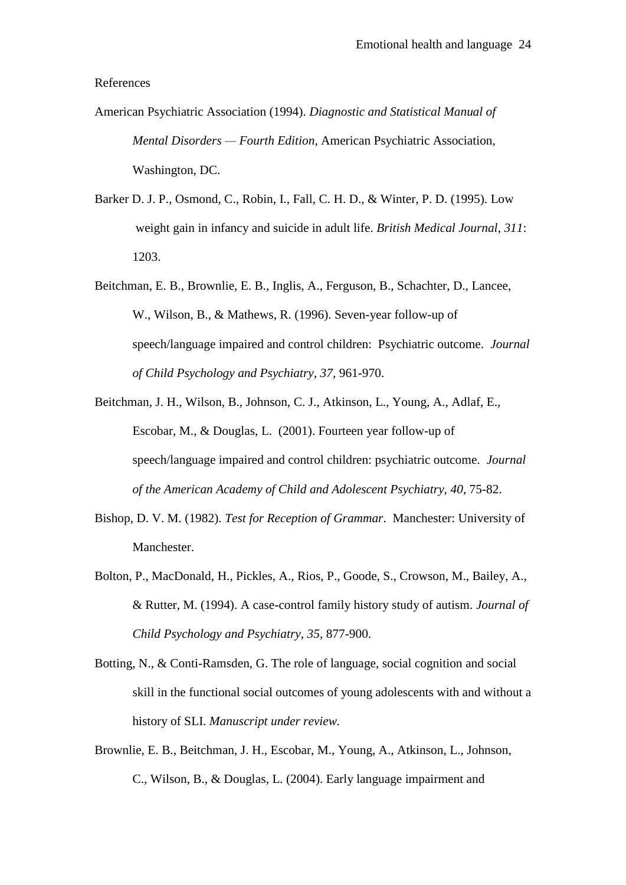References

American Psychiatric Association (1994). *Diagnostic and Statistical Manual of Mental Disorders — Fourth Edition*, American Psychiatric Association, Washington, DC.

Barker D. J. P., Osmond, C., Robin, I., Fall, C. H. D., & Winter, P. D. (1995). Low weight gain in infancy and suicide in adult life. *British Medical Journal*, *311*: 1203.

Beitchman, E. B., Brownlie, E. B., Inglis, A., Ferguson, B., Schachter, D., Lancee, W., Wilson, B., & Mathews, R. (1996). Seven-year follow-up of speech/language impaired and control children: Psychiatric outcome. *Journal of Child Psychology and Psychiatry*, *37*, 961-970.

Beitchman, J. H., Wilson, B., Johnson, C. J., Atkinson, L., Young, A., Adlaf, E., Escobar, M., & Douglas, L. (2001). Fourteen year follow-up of speech/language impaired and control children: psychiatric outcome. *Journal of the American Academy of Child and Adolescent Psychiatry*, *40*, 75-82.

Bishop, D. V. M. (1982). *Test for Reception of Grammar*. Manchester: University of Manchester.

Bolton, P., MacDonald, H., Pickles, A., Rios, P., Goode, S., Crowson, M., Bailey, A., & Rutter, M. (1994). A case-control family history study of autism. *Journal of Child Psychology and Psychiatry*, *35*, 877-900.

Botting, N., & Conti-Ramsden, G. The role of language, social cognition and social skill in the functional social outcomes of young adolescents with and without a history of SLI. *Manuscript under review.*

Brownlie, E. B., Beitchman, J. H., Escobar, M., Young, A., Atkinson, L., Johnson, C., Wilson, B., & Douglas, L. (2004). Early language impairment and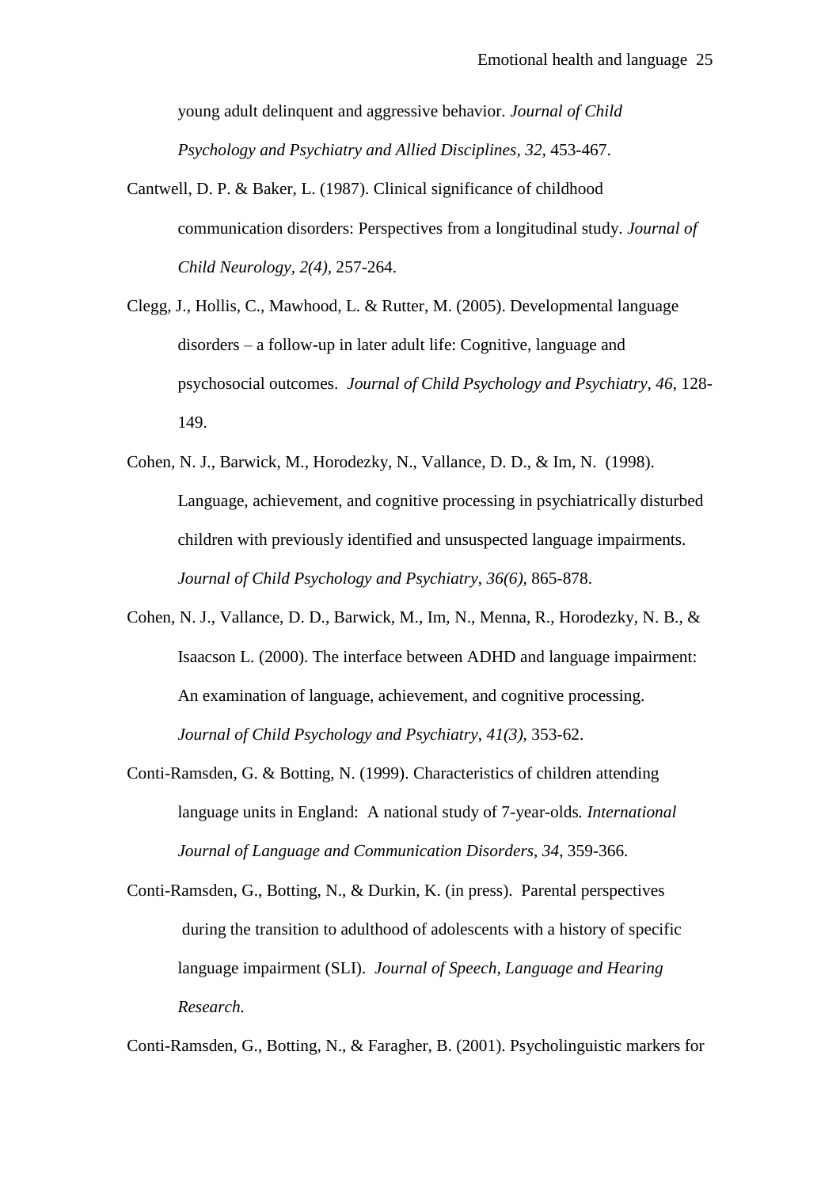young adult delinquent and aggressive behavior. *Journal of Child Psychology and Psychiatry and Allied Disciplines, 32,* 453-467.

Cantwell, D. P. & Baker, L. (1987). Clinical significance of childhood communication disorders: Perspectives from a longitudinal study. *Journal of Child Neurology, 2(4),* 257-264.

Clegg, J., Hollis, C., Mawhood, L. & Rutter, M. (2005). Developmental language disorders – a follow-up in later adult life: Cognitive, language and psychosocial outcomes. *Journal of Child Psychology and Psychiatry, 46*, 128-149.

Cohen, N. J., Barwick, M., Horodezky, N., Vallance, D. D., & Im, N. (1998). Language, achievement, and cognitive processing in psychiatrically disturbed children with previously identified and unsuspected language impairments. *Journal of Child Psychology and Psychiatry*, *36(6),* 865-878.

Cohen, N. J., Vallance, D. D., Barwick, M., Im, N., Menna, R., Horodezky, N. B., & Isaacson L. (2000). The interface between ADHD and language impairment: An examination of language, achievement, and cognitive processing. *Journal of Child Psychology and Psychiatry*, *41(3),* 353-62.

Conti-Ramsden, G. & Botting, N. (1999). Characteristics of children attending language units in England: A national study of 7-year-olds*. International Journal of Language and Communication Disorders, 34*, 359-366.

Conti-Ramsden, G., Botting, N., & Durkin, K. (in press). Parental perspectives during the transition to adulthood of adolescents with a history of specific language impairment (SLI). *Journal of Speech, Language and Hearing Research.*

Conti-Ramsden, G., Botting, N., & Faragher, B. (2001). Psycholinguistic markers for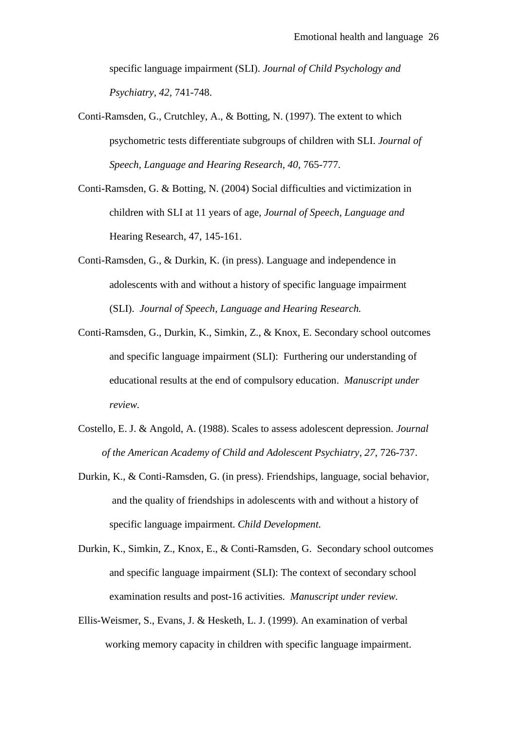specific language impairment (SLI). *Journal of Child Psychology and Psychiatry, 42*, 741-748.

Conti-Ramsden, G., Crutchley, A., & Botting, N. (1997). The extent to which psychometric tests differentiate subgroups of children with SLI. *Journal of Speech, Language and Hearing Research, 40*, 765-777.

Conti-Ramsden, G. & Botting, N. (2004) Social difficulties and victimization in children with SLI at 11 years of age, *Journal of Speech, Language and* Hearing Research, 47, 145-161.

Conti-Ramsden, G., & Durkin, K. (in press). Language and independence in adolescents with and without a history of specific language impairment (SLI). *Journal of Speech, Language and Hearing Research.*

Conti-Ramsden, G., Durkin, K., Simkin, Z., & Knox, E. Secondary school outcomes and specific language impairment (SLI): Furthering our understanding of educational results at the end of compulsory education. *Manuscript under review.*

Costello, E. J. & Angold, A. (1988). Scales to assess adolescent depression. *Journal of the American Academy of Child and Adolescent Psychiatry*, *27*, 726-737.

Durkin, K., & Conti-Ramsden, G. (in press). Friendships, language, social behavior, and the quality of friendships in adolescents with and without a history of specific language impairment. *Child Development.*

Durkin, K., Simkin, Z., Knox, E., & Conti-Ramsden, G. Secondary school outcomes and specific language impairment (SLI): The context of secondary school examination results and post-16 activities. *Manuscript under review.*

Ellis-Weismer, S., Evans, J. & Hesketh, L. J. (1999). An examination of verbal working memory capacity in children with specific language impairment.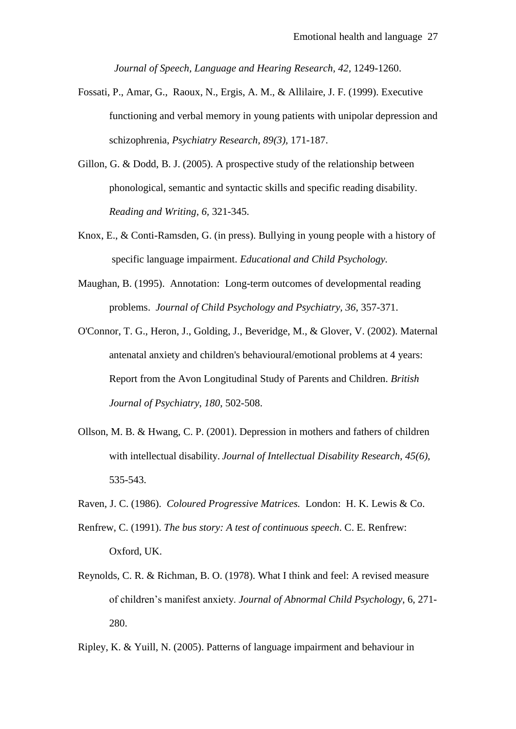*Journal of Speech, Language and Hearing Research, 42*, 1249-1260.

Fossati, P., Amar, G., Raoux, N., Ergis, A. M., & Allilaire, J. F. (1999). Executive functioning and verbal memory in young patients with unipolar depression and schizophrenia, *Psychiatry Research, 89(3),* 171-187.

Gillon, G. & Dodd, B. J. (2005). A prospective study of the relationship between phonological, semantic and syntactic skills and specific reading disability. *Reading and Writing, 6,* 321-345.

Knox, E., & Conti-Ramsden, G. (in press). Bullying in young people with a history of specific language impairment. *Educational and Child Psychology.*

Maughan, B. (1995). Annotation: Long-term outcomes of developmental reading problems. *Journal of Child Psychology and Psychiatry, 36*, 357-371.

O'Connor, T. G., Heron, J., Golding, J., Beveridge, M., & Glover, V. (2002). Maternal antenatal anxiety and children's behavioural/emotional problems at 4 years: Report from the Avon Longitudinal Study of Parents and Children. *British Journal of Psychiatry*, *180,* 502-508.

Ollson, M. B. & Hwang, C. P. (2001). Depression in mothers and fathers of children with intellectual disability. *Journal of Intellectual Disability Research, 45(6),* 535-543.

Raven, J. C. (1986). *Coloured Progressive Matrices.* London: H. K. Lewis & Co.

Renfrew, C. (1991). *The bus story: A test of continuous speech*. C. E. Renfrew: Oxford, UK.

Reynolds, C. R. & Richman, B. O. (1978). What I think and feel: A revised measure of children's manifest anxiety. *Journal of Abnormal Child Psychology*, 6, 271-280.

Ripley, K. & Yuill, N. (2005). Patterns of language impairment and behaviour in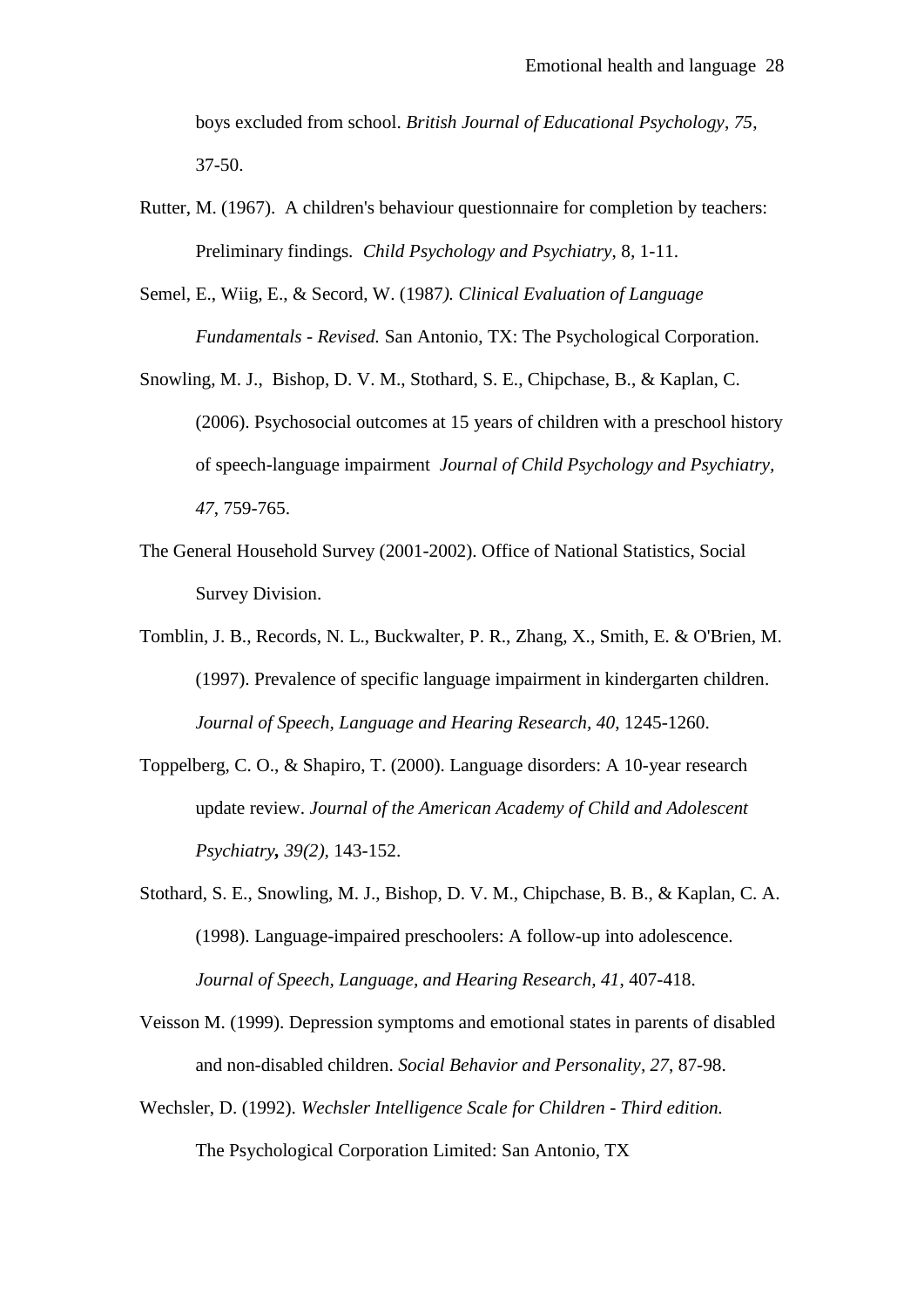boys excluded from school. *British Journal of Educational Psychology*, *75*, 37-50.

Rutter, M. (1967). A children's behaviour questionnaire for completion by teachers: Preliminary findings. *Child Psychology and Psychiatry*, 8, 1-11.

Semel, E., Wiig, E., & Secord, W. (1987*). Clinical Evaluation of Language Fundamentals - Revised.* San Antonio, TX: The Psychological Corporation.

Snowling, M. J., Bishop, D. V. M., Stothard, S. E., Chipchase, B., & Kaplan, C. (2006). Psychosocial outcomes at 15 years of children with a preschool history of speech-language impairment *Journal of Child Psychology and Psychiatry, 47*, 759-765.

The General Household Survey (2001-2002). Office of National Statistics, Social Survey Division.

Tomblin, J. B., Records, N. L., Buckwalter, P. R., Zhang, X., Smith, E. & O'Brien, M. (1997). Prevalence of specific language impairment in kindergarten children. *Journal of Speech, Language and Hearing Research, 40*, 1245-1260.

Toppelberg, C. O., & Shapiro, T. (2000). Language disorders: A 10-year research update review. *Journal of the American Academy of Child and Adolescent Psychiatry***,** *39(2),* 143-152.

Stothard, S. E., Snowling, M. J., Bishop, D. V. M., Chipchase, B. B., & Kaplan, C. A. (1998). Language-impaired preschoolers: A follow-up into adolescence. *Journal of Speech, Language, and Hearing Research, 41*, 407-418.

Veisson M. (1999). Depression symptoms and emotional states in parents of disabled and non-disabled children. *Social Behavior and Personality, 27*, 87-98.

Wechsler, D. (1992). *Wechsler Intelligence Scale for Children - Third edition.* The Psychological Corporation Limited: San Antonio, TX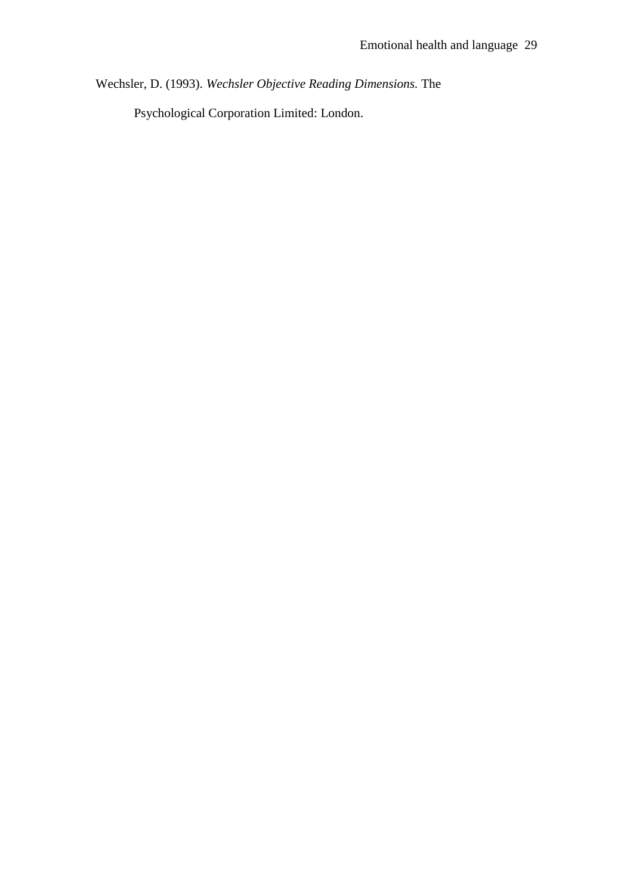Wechsler, D. (1993). *Wechsler Objective Reading Dimensions.* The Psychological Corporation Limited: London.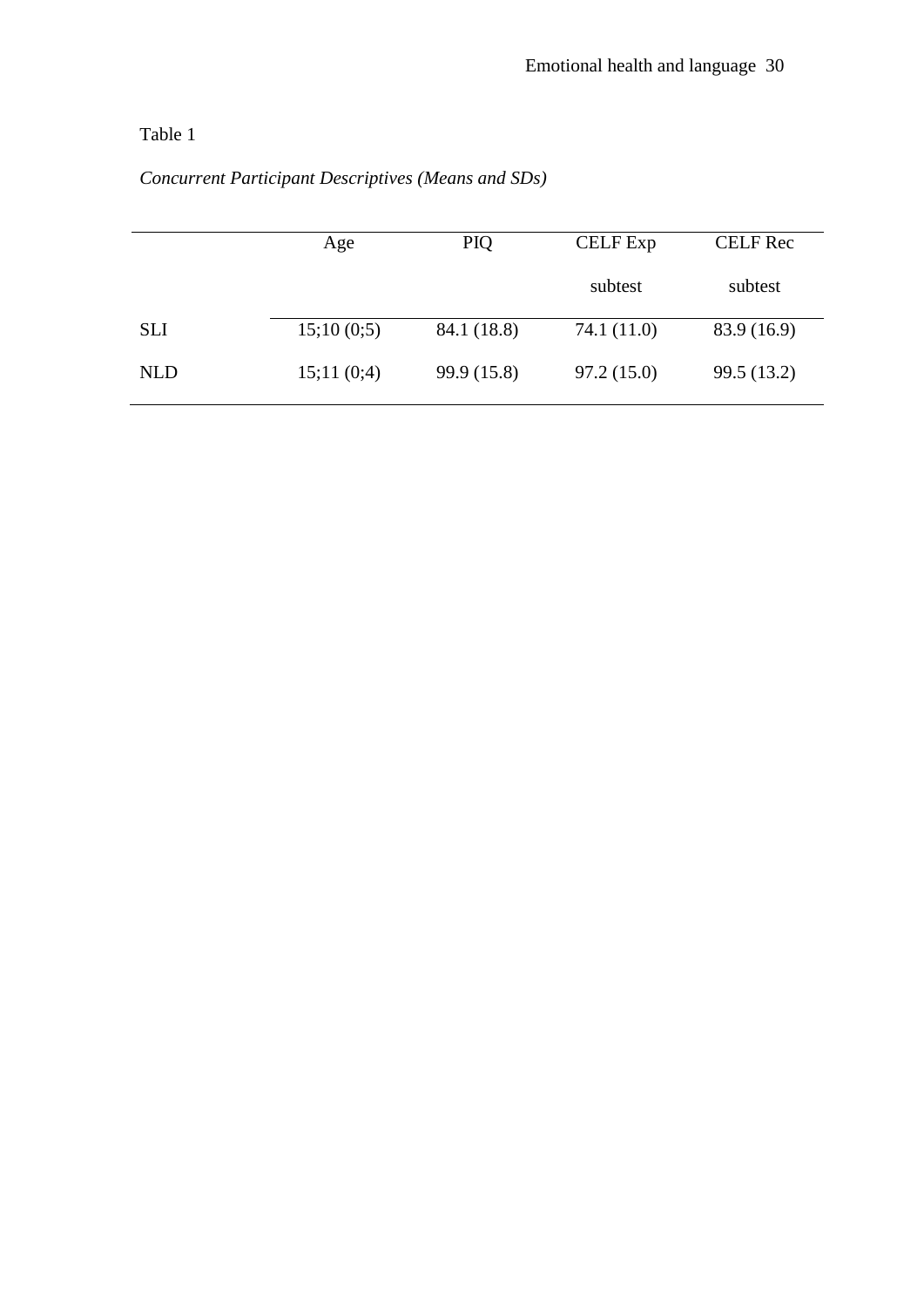Table 1

*Concurrent Participant Descriptives (Means and SDs)*

| | Age | PIQ | CELF Exp subtest | CELF Rec subtest |
|---|---|---|---|---|
| SLI | 15;10 (0;5) | 84.1 (18.8) | 74.1 (11.0) | 83.9 (16.9) |
| NLD | 15;11 (0;4) | 99.9 (15.8) | 97.2 (15.0) | 99.5 (13.2) |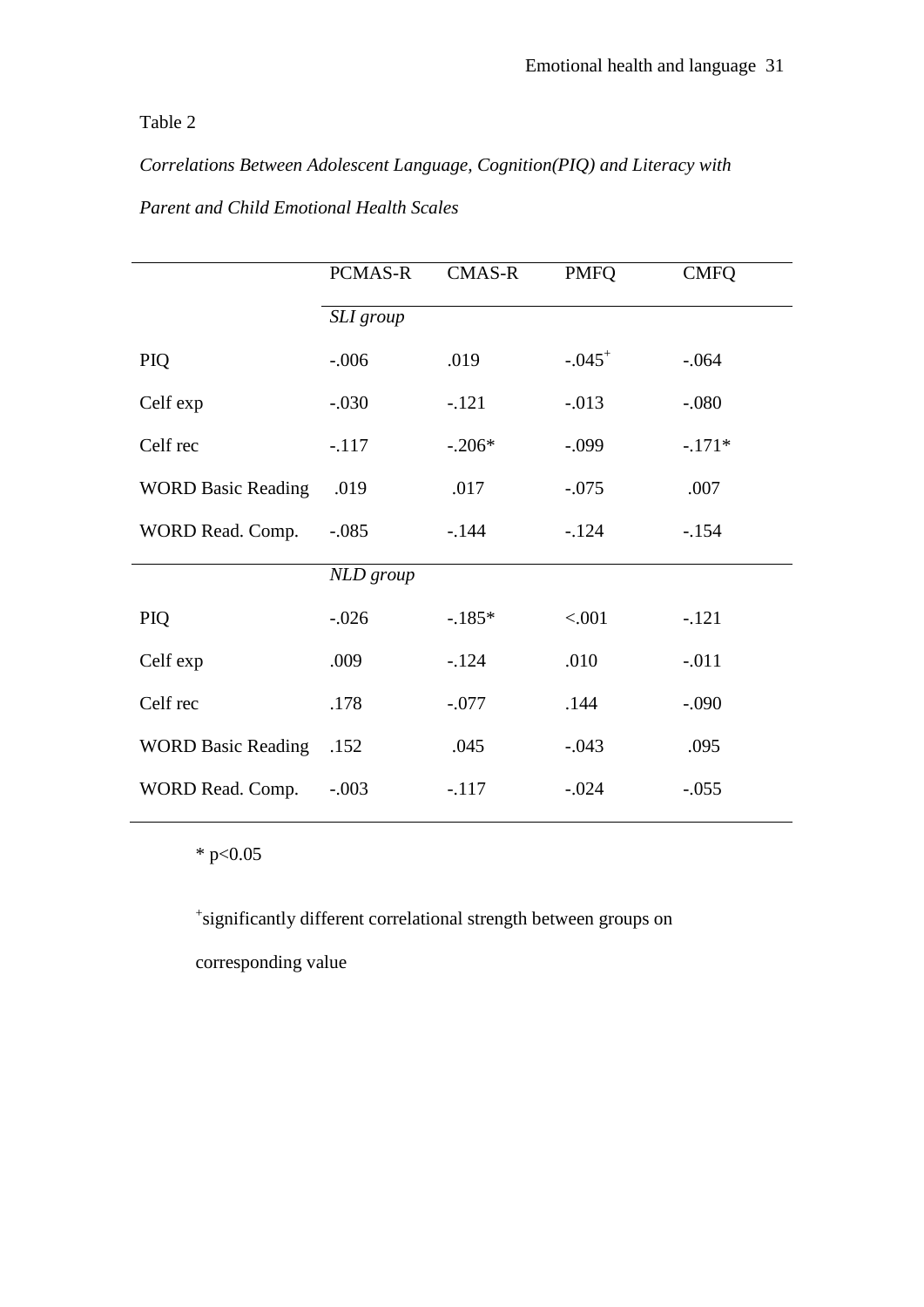Table 2

*Correlations Between Adolescent Language, Cognition(PIQ) and Literacy with Parent and Child Emotional Health Scales*

| | PCMAS-R | CMAS-R | PMFQ | CMFQ |
|---|---|---|---|---|
| | *SLI group* | | | |
| PIQ | -.006 | .019 | -.045⁺ | -.064 |
| Celf exp | -.030 | -.121 | -.013 | -.080 |
| Celf rec | -.117 | -.206* | -.099 | -.171* |
| WORD Basic Reading | .019 | .017 | -.075 | .007 |
| WORD Read. Comp. | -.085 | -.144 | -.124 | -.154 |
| | *NLD group* | | | |
| PIQ | -.026 | -.185* | <.001 | -.121 |
| Celf exp | .009 | -.124 | .010 | -.011 |
| Celf rec | .178 | -.077 | .144 | -.090 |
| WORD Basic Reading | .152 | .045 | -.043 | .095 |
| WORD Read. Comp. | -.003 | -.117 | -.024 | -.055 |

* $p<0.05$

⁺significantly different correlational strength between groups on corresponding value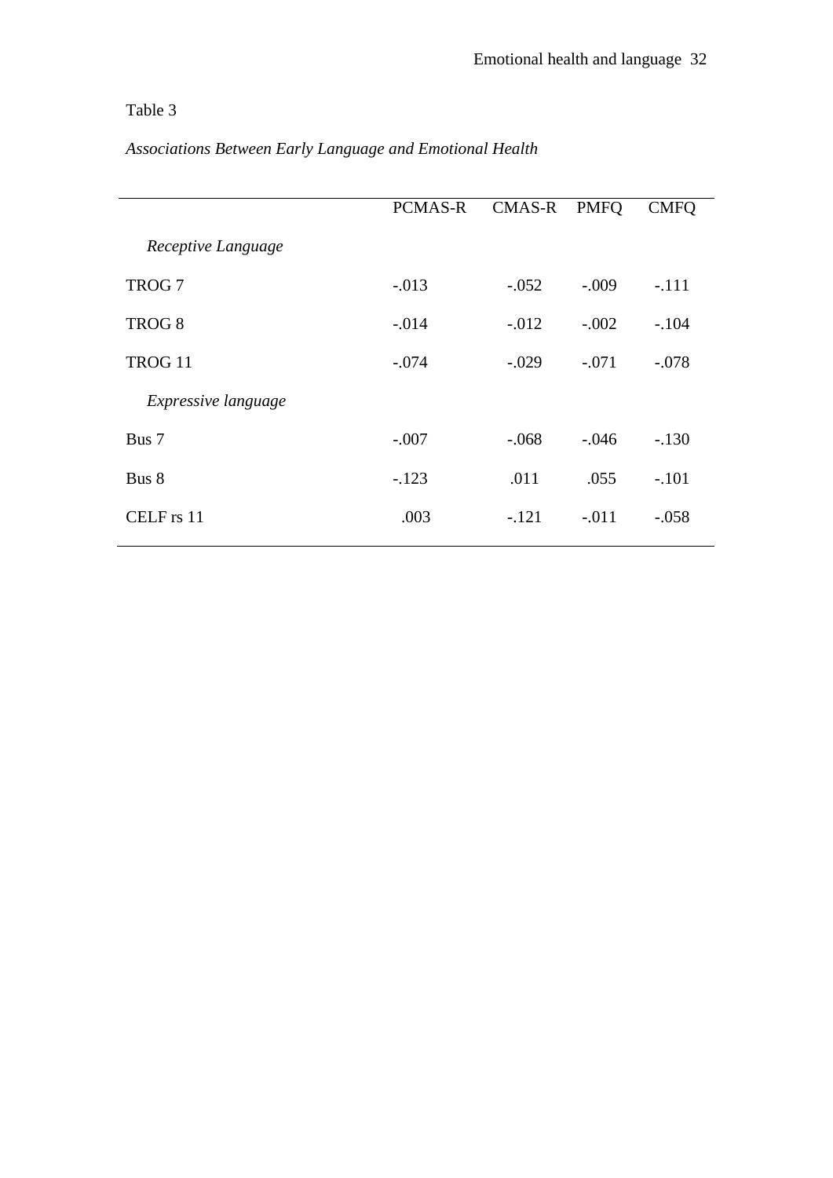Table 3

*Associations Between Early Language and Emotional Health*

| | PCMAS-R | CMAS-R | PMFQ | CMFQ |
|---|---|---|---|---|
| *Receptive Language* | | | | |
| TROG 7 | -.013 | -.052 | -.009 | -.111 |
| TROG 8 | -.014 | -.012 | -.002 | -.104 |
| TROG 11 | -.074 | -.029 | -.071 | -.078 |
| *Expressive language* | | | | |
| Bus 7 | -.007 | -.068 | -.046 | -.130 |
| Bus 8 | -.123 | .011 | .055 | -.101 |
| CELF rs 11 | .003 | -.121 | -.011 | -.058 |